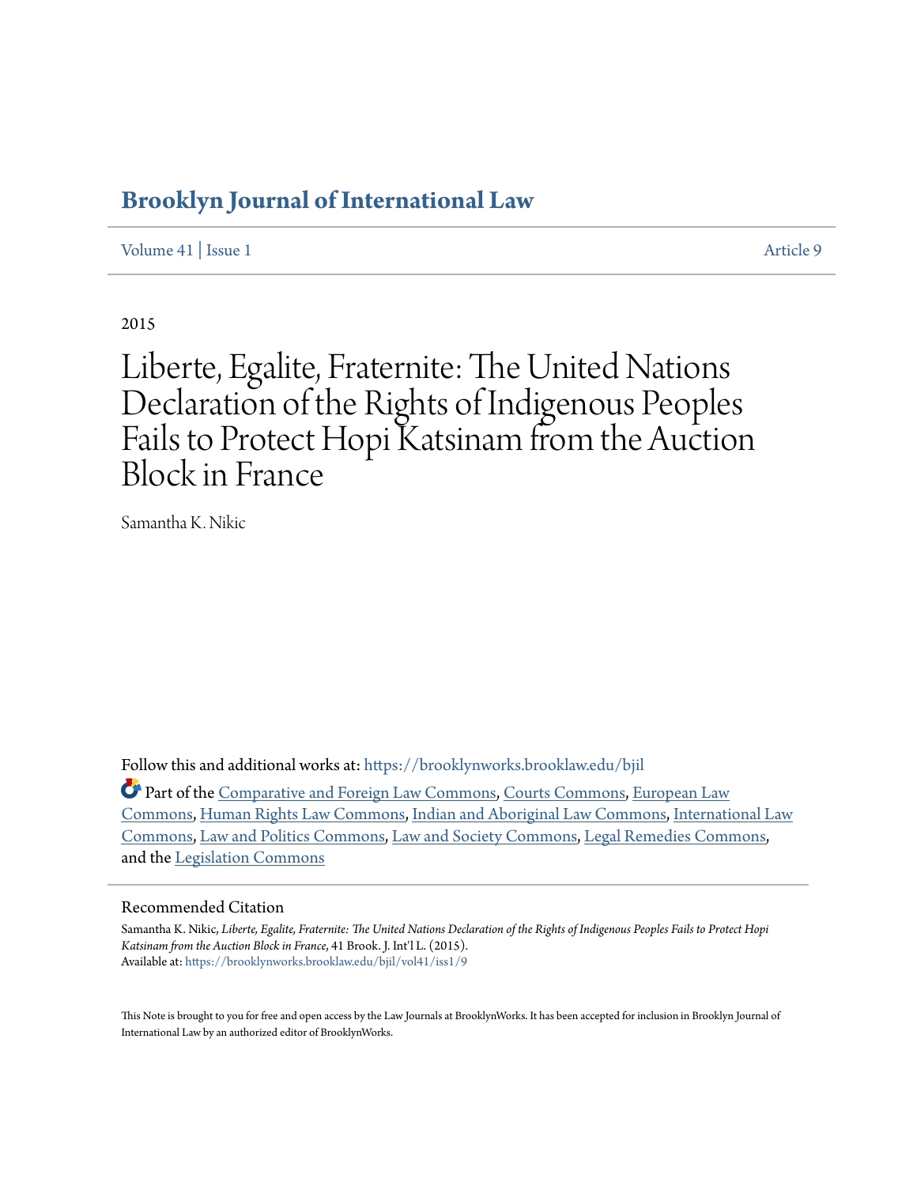# Brooklyn Journal of International Law

Volume 41 | Issue 1 Article 9

2015

# Liberte, Egalite, Fraternite: The United Nations Declaration of the Rights of Indigenous Peoples Fails to Protect Hopi Katsinam from the Auction Block in France

Samantha K. Nikic

Follow this and additional works at: https://brooklynworks.brooklaw.edu/bjil

Part of the Comparative and Foreign Law Commons, Courts Commons, European Law Commons, Human Rights Law Commons, Indian and Aboriginal Law Commons, International Law Commons, Law and Politics Commons, Law and Society Commons, Legal Remedies Commons, and the Legislation Commons

## Recommended Citation

Samantha K. Nikic, *Liberte, Egalite, Fraternite: The United Nations Declaration of the Rights of Indigenous Peoples Fails to Protect Hopi Katsinam from the Auction Block in France*, 41 Brook. J. Int'l L. (2015).
Available at: https://brooklynworks.brooklaw.edu/bjil/vol41/iss1/9

This Note is brought to you for free and open access by the Law Journals at BrooklynWorks. It has been accepted for inclusion in Brooklyn Journal of International Law by an authorized editor of BrooklynWorks.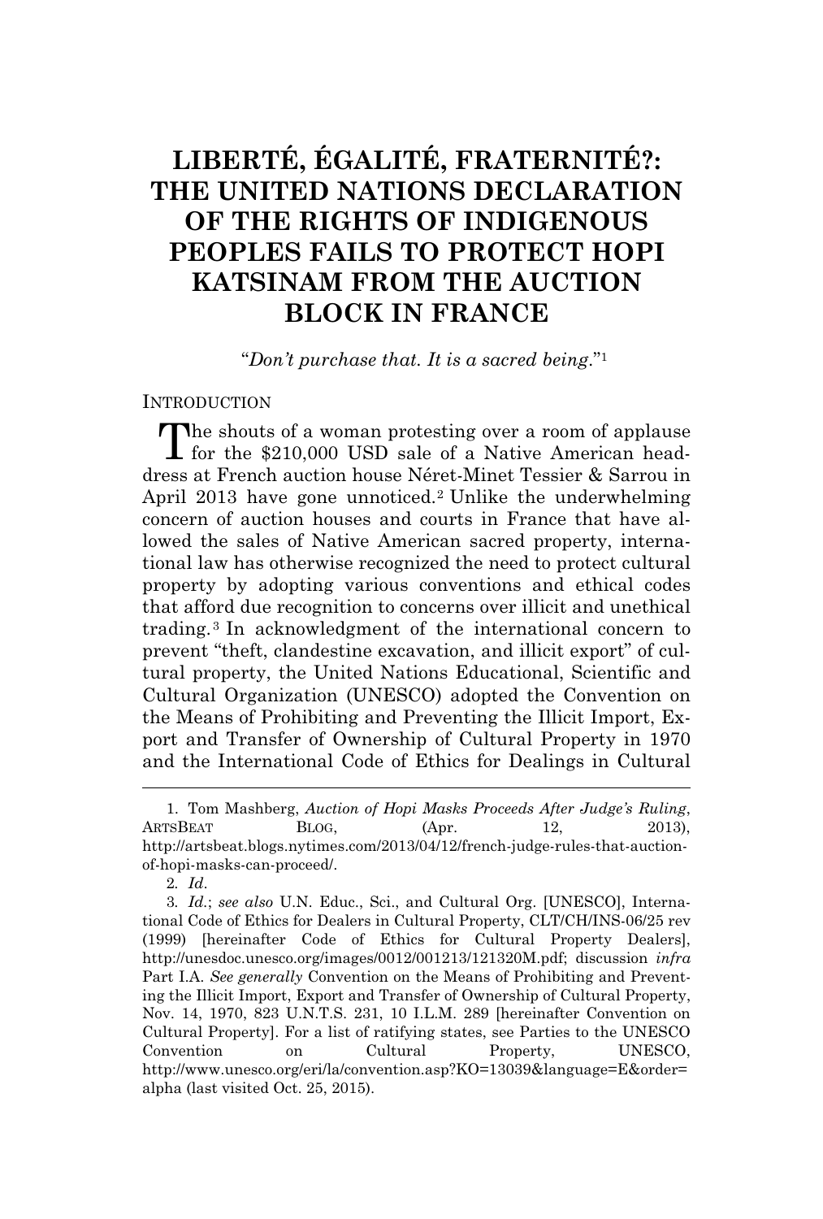# LIBERTÉ, ÉGALITÉ, FRATERNITÉ?: THE UNITED NATIONS DECLARATION OF THE RIGHTS OF INDIGENOUS PEOPLES FAILS TO PROTECT HOPI KATSINAM FROM THE AUCTION BLOCK IN FRANCE

"*Don't purchase that. It is a sacred being.*"[1]

## INTRODUCTION

The shouts of a woman protesting over a room of applause for the $210,000 USD sale of a Native American headdress at French auction house Néret-Minet Tessier & Sarrou in April 2013 have gone unnoticed.[2] Unlike the underwhelming concern of auction houses and courts in France that have allowed the sales of Native American sacred property, international law has otherwise recognized the need to protect cultural property by adopting various conventions and ethical codes that afford due recognition to concerns over illicit and unethical trading.[3] In acknowledgment of the international concern to prevent "theft, clandestine excavation, and illicit export" of cultural property, the United Nations Educational, Scientific and Cultural Organization (UNESCO) adopted the Convention on the Means of Prohibiting and Preventing the Illicit Import, Export and Transfer of Ownership of Cultural Property in 1970 and the International Code of Ethics for Dealings in Cultural

---

1. Tom Mashberg, *Auction of Hopi Masks Proceeds After Judge's Ruling*, ARTSBEAT BLOG, (Apr. 12, 2013), http://artsbeat.blogs.nytimes.com/2013/04/12/french-judge-rules-that-auction-of-hopi-masks-can-proceed/.

2. *Id*.

3. *Id.*; *see also* U.N. Educ., Sci., and Cultural Org. [UNESCO], International Code of Ethics for Dealers in Cultural Property, CLT/CH/INS-06/25 rev (1999) [hereinafter Code of Ethics for Cultural Property Dealers], http://unesdoc.unesco.org/images/0012/001213/121320M.pdf; discussion *infra* Part I.A. *See generally* Convention on the Means of Prohibiting and Preventing the Illicit Import, Export and Transfer of Ownership of Cultural Property, Nov. 14, 1970, 823 U.N.T.S. 231, 10 I.L.M. 289 [hereinafter Convention on Cultural Property]. For a list of ratifying states, see Parties to the UNESCO Convention on Cultural Property, UNESCO, http://www.unesco.org/eri/la/convention.asp?KO=13039&language=E&order=alpha (last visited Oct. 25, 2015).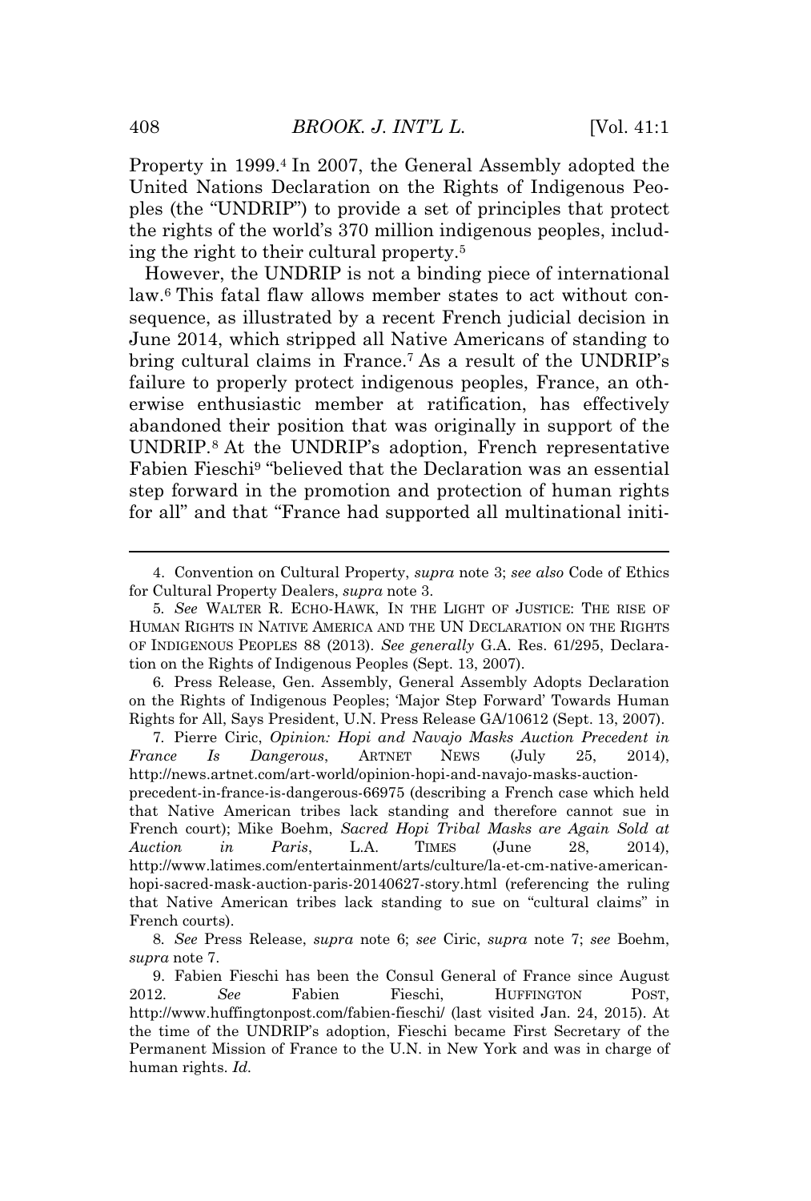Property in 1999.[4] In 2007, the General Assembly adopted the United Nations Declaration on the Rights of Indigenous Peoples (the "UNDRIP") to provide a set of principles that protect the rights of the world's 370 million indigenous peoples, including the right to their cultural property.[5]

However, the UNDRIP is not a binding piece of international law.[6] This fatal flaw allows member states to act without consequence, as illustrated by a recent French judicial decision in June 2014, which stripped all Native Americans of standing to bring cultural claims in France.[7] As a result of the UNDRIP's failure to properly protect indigenous peoples, France, an otherwise enthusiastic member at ratification, has effectively abandoned their position that was originally in support of the UNDRIP.[8] At the UNDRIP's adoption, French representative Fabien Fieschi[9] "believed that the Declaration was an essential step forward in the promotion and protection of human rights for all" and that "France had supported all multinational initi-

---

4. Convention on Cultural Property, *supra* note 3; *see also* Code of Ethics for Cultural Property Dealers, *supra* note 3.

5. *See* WALTER R. ECHO-HAWK, IN THE LIGHT OF JUSTICE: THE RISE OF HUMAN RIGHTS IN NATIVE AMERICA AND THE UN DECLARATION ON THE RIGHTS OF INDIGENOUS PEOPLES 88 (2013). *See generally* G.A. Res. 61/295, Declaration on the Rights of Indigenous Peoples (Sept. 13, 2007).

6. Press Release, Gen. Assembly, General Assembly Adopts Declaration on the Rights of Indigenous Peoples; 'Major Step Forward' Towards Human Rights for All, Says President, U.N. Press Release GA/10612 (Sept. 13, 2007).

7. Pierre Ciric, *Opinion: Hopi and Navajo Masks Auction Precedent in France Is Dangerous*, ARTNET NEWS (July 25, 2014), http://news.artnet.com/art-world/opinion-hopi-and-navajo-masks-auction-precedent-in-france-is-dangerous-66975 (describing a French case which held that Native American tribes lack standing and therefore cannot sue in French court); Mike Boehm, *Sacred Hopi Tribal Masks are Again Sold at Auction in Paris*, L.A. TIMES (June 28, 2014), http://www.latimes.com/entertainment/arts/culture/la-et-cm-native-american-hopi-sacred-mask-auction-paris-20140627-story.html (referencing the ruling that Native American tribes lack standing to sue on "cultural claims" in French courts).

8. *See* Press Release, *supra* note 6; *see* Ciric, *supra* note 7; *see* Boehm, *supra* note 7.

9. Fabien Fieschi has been the Consul General of France since August 2012. *See* Fabien Fieschi, HUFFINGTON POST, http://www.huffingtonpost.com/fabien-fieschi/ (last visited Jan. 24, 2015). At the time of the UNDRIP's adoption, Fieschi became First Secretary of the Permanent Mission of France to the U.N. in New York and was in charge of human rights. *Id.*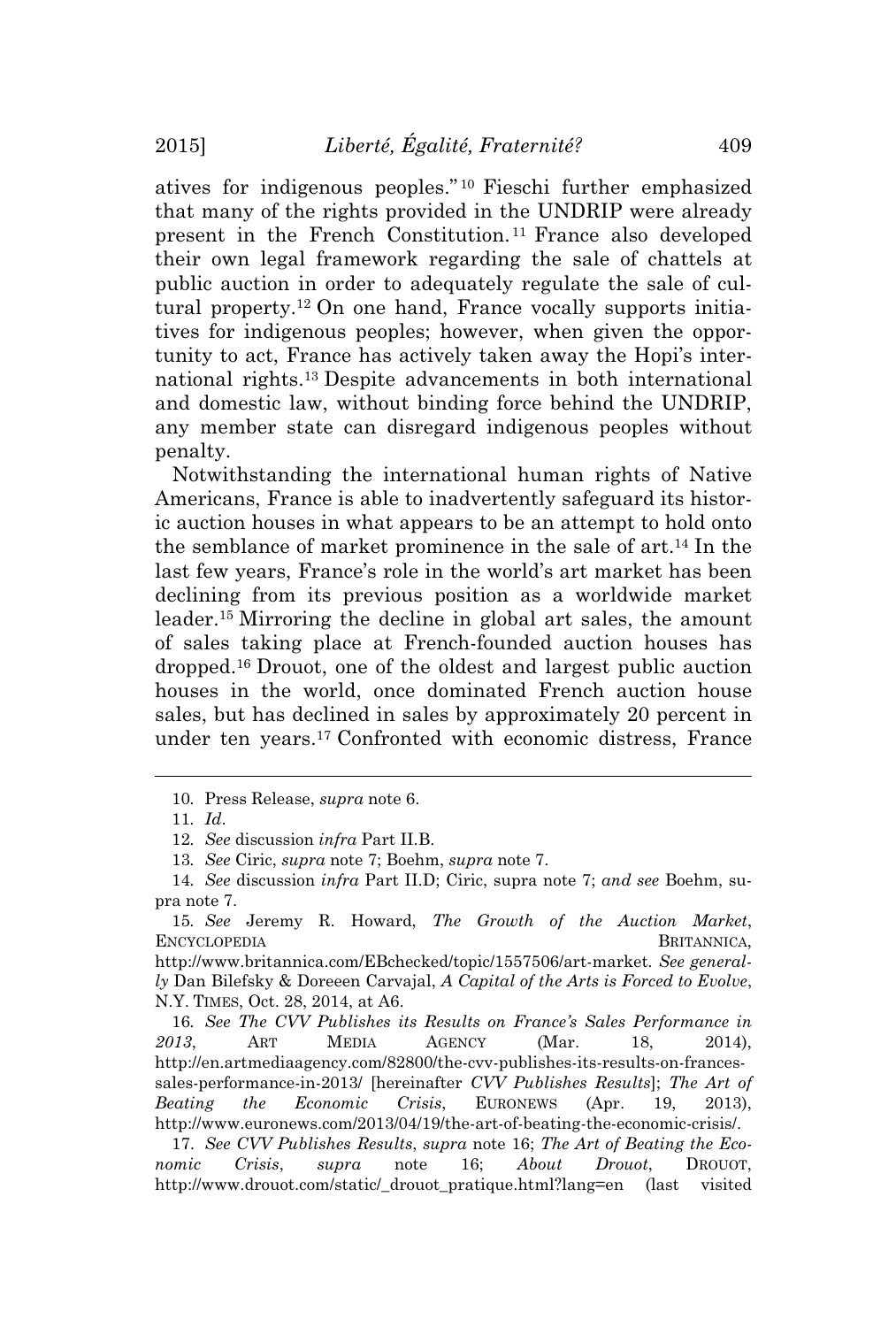atives for indigenous peoples."[10] Fieschi further emphasized that many of the rights provided in the UNDRIP were already present in the French Constitution.[11] France also developed their own legal framework regarding the sale of chattels at public auction in order to adequately regulate the sale of cultural property.[12] On one hand, France vocally supports initiatives for indigenous peoples; however, when given the opportunity to act, France has actively taken away the Hopi's international rights.[13] Despite advancements in both international and domestic law, without binding force behind the UNDRIP, any member state can disregard indigenous peoples without penalty.

Notwithstanding the international human rights of Native Americans, France is able to inadvertently safeguard its historic auction houses in what appears to be an attempt to hold onto the semblance of market prominence in the sale of art.[14] In the last few years, France's role in the world's art market has been declining from its previous position as a worldwide market leader.[15] Mirroring the decline in global art sales, the amount of sales taking place at French-founded auction houses has dropped.[16] Drouot, one of the oldest and largest public auction houses in the world, once dominated French auction house sales, but has declined in sales by approximately 20 percent in under ten years.[17] Confronted with economic distress, France

---

10. Press Release, *supra* note 6.

11. *Id*.

12. *See* discussion *infra* Part II.B.

13. *See* Ciric, *supra* note 7; Boehm, *supra* note 7.

14. *See* discussion *infra* Part II.D; Ciric, supra note 7; *and see* Boehm, supra note 7.

15. *See* Jeremy R. Howard, *The Growth of the Auction Market*, ENCYCLOPEDIA BRITANNICA, http://www.britannica.com/EBchecked/topic/1557506/art-market. *See generally* Dan Bilefsky & Doreeen Carvajal, *A Capital of the Arts is Forced to Evolve*, N.Y. TIMES, Oct. 28, 2014, at A6.

16. *See The CVV Publishes its Results on France's Sales Performance in 2013*, ART MEDIA AGENCY (Mar. 18, 2014), http://en.artmediaagency.com/82800/the-cvv-publishes-its-results-on-frances-sales-performance-in-2013/ [hereinafter *CVV Publishes Results*]; *The Art of Beating the Economic Crisis*, EURONEWS (Apr. 19, 2013), http://www.euronews.com/2013/04/19/the-art-of-beating-the-economic-crisis/.

17. *See CVV Publishes Results*, *supra* note 16; *The Art of Beating the Economic Crisis*, *supra* note 16; *About Drouot*, DROUOT, http://www.drouot.com/static/_drouot_pratique.html?lang=en (last visited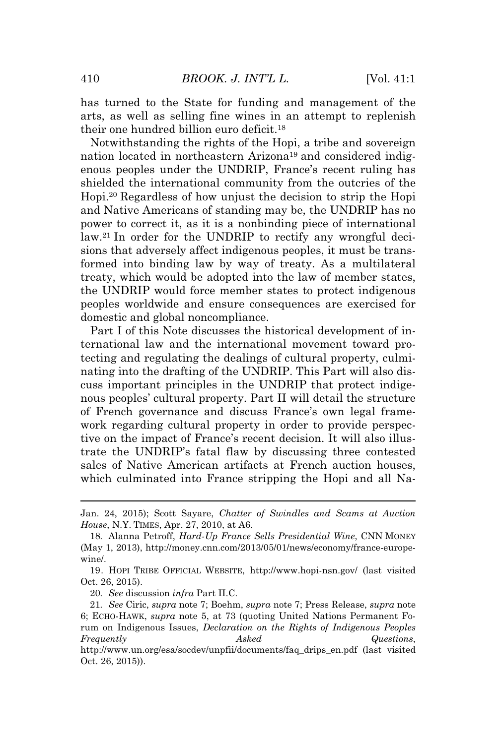has turned to the State for funding and management of the arts, as well as selling fine wines in an attempt to replenish their one hundred billion euro deficit.[18]

Notwithstanding the rights of the Hopi, a tribe and sovereign nation located in northeastern Arizona[19] and considered indigenous peoples under the UNDRIP, France's recent ruling has shielded the international community from the outcries of the Hopi.[20] Regardless of how unjust the decision to strip the Hopi and Native Americans of standing may be, the UNDRIP has no power to correct it, as it is a nonbinding piece of international law.[21] In order for the UNDRIP to rectify any wrongful decisions that adversely affect indigenous peoples, it must be transformed into binding law by way of treaty. As a multilateral treaty, which would be adopted into the law of member states, the UNDRIP would force member states to protect indigenous peoples worldwide and ensure consequences are exercised for domestic and global noncompliance.

Part I of this Note discusses the historical development of international law and the international movement toward protecting and regulating the dealings of cultural property, culminating into the drafting of the UNDRIP. This Part will also discuss important principles in the UNDRIP that protect indigenous peoples' cultural property. Part II will detail the structure of French governance and discuss France's own legal framework regarding cultural property in order to provide perspective on the impact of France's recent decision. It will also illustrate the UNDRIP's fatal flaw by discussing three contested sales of Native American artifacts at French auction houses, which culminated into France stripping the Hopi and all Na-

---

Jan. 24, 2015); Scott Sayare, *Chatter of Swindles and Scams at Auction House*, N.Y. TIMES, Apr. 27, 2010, at A6.

18. Alanna Petroff, *Hard-Up France Sells Presidential Wine*, CNN MONEY (May 1, 2013), http://money.cnn.com/2013/05/01/news/economy/france-europe-wine/.

19. HOPI TRIBE OFFICIAL WEBSITE, http://www.hopi-nsn.gov/ (last visited Oct. 26, 2015).

20. *See* discussion *infra* Part II.C.

21. *See* Ciric, *supra* note 7; Boehm, *supra* note 7; Press Release, *supra* note 6; ECHO-HAWK, *supra* note 5, at 73 (quoting United Nations Permanent Forum on Indigenous Issues, *Declaration on the Rights of Indigenous Peoples Frequently Asked Questions*, http://www.un.org/esa/socdev/unpfii/documents/faq_drips_en.pdf (last visited Oct. 26, 2015)).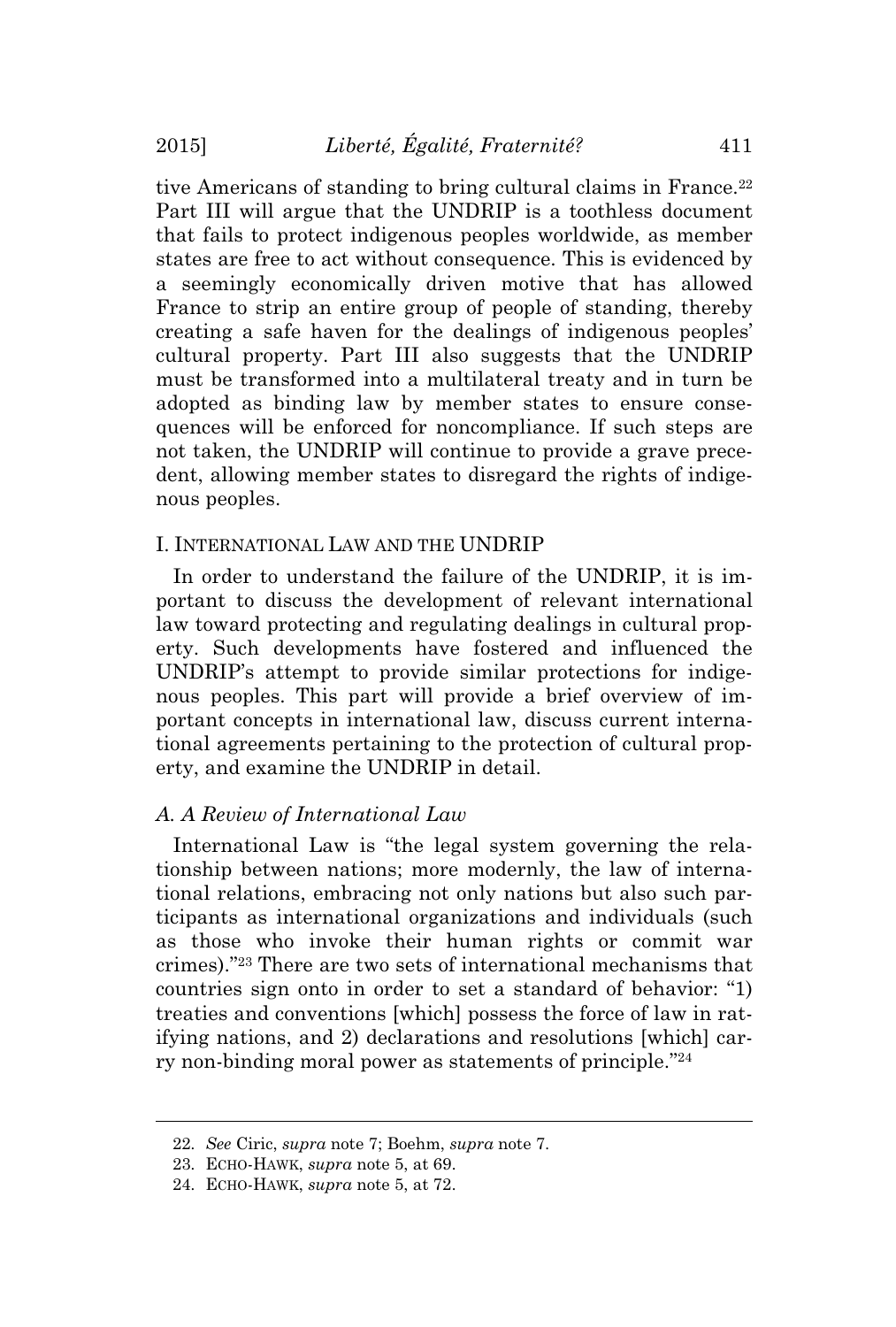tive Americans of standing to bring cultural claims in France.[22] Part III will argue that the UNDRIP is a toothless document that fails to protect indigenous peoples worldwide, as member states are free to act without consequence. This is evidenced by a seemingly economically driven motive that has allowed France to strip an entire group of people of standing, thereby creating a safe haven for the dealings of indigenous peoples' cultural property. Part III also suggests that the UNDRIP must be transformed into a multilateral treaty and in turn be adopted as binding law by member states to ensure consequences will be enforced for noncompliance. If such steps are not taken, the UNDRIP will continue to provide a grave precedent, allowing member states to disregard the rights of indigenous peoples.

## I. INTERNATIONAL LAW AND THE UNDRIP

In order to understand the failure of the UNDRIP, it is important to discuss the development of relevant international law toward protecting and regulating dealings in cultural property. Such developments have fostered and influenced the UNDRIP's attempt to provide similar protections for indigenous peoples. This part will provide a brief overview of important concepts in international law, discuss current international agreements pertaining to the protection of cultural property, and examine the UNDRIP in detail.

### *A. A Review of International Law*

International Law is "the legal system governing the relationship between nations; more modernly, the law of international relations, embracing not only nations but also such participants as international organizations and individuals (such as those who invoke their human rights or commit war crimes)."[23] There are two sets of international mechanisms that countries sign onto in order to set a standard of behavior: "1) treaties and conventions [which] possess the force of law in ratifying nations, and 2) declarations and resolutions [which] carry non-binding moral power as statements of principle."[24]

---

22. *See* Ciric, *supra* note 7; Boehm, *supra* note 7.

23. ECHO-HAWK, *supra* note 5, at 69.

24. ECHO-HAWK, *supra* note 5, at 72.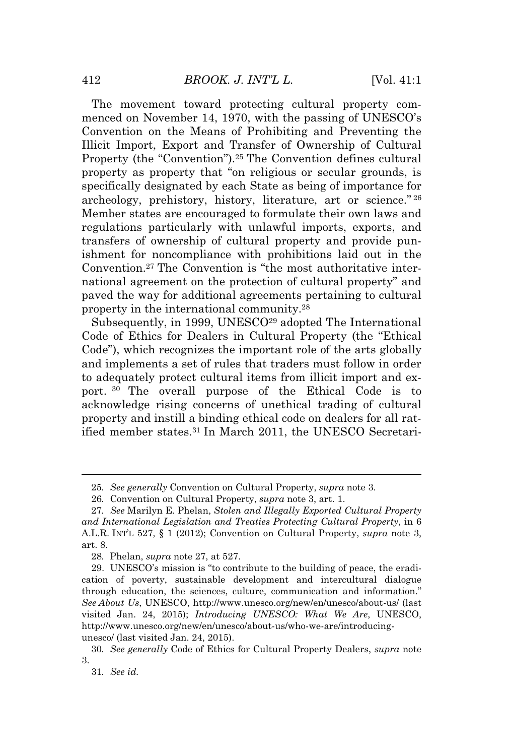The movement toward protecting cultural property commenced on November 14, 1970, with the passing of UNESCO's Convention on the Means of Prohibiting and Preventing the Illicit Import, Export and Transfer of Ownership of Cultural Property (the "Convention").[25] The Convention defines cultural property as property that "on religious or secular grounds, is specifically designated by each State as being of importance for archeology, prehistory, history, literature, art or science."[26] Member states are encouraged to formulate their own laws and regulations particularly with unlawful imports, exports, and transfers of ownership of cultural property and provide punishment for noncompliance with prohibitions laid out in the Convention.[27] The Convention is "the most authoritative international agreement on the protection of cultural property" and paved the way for additional agreements pertaining to cultural property in the international community.[28]

Subsequently, in 1999, UNESCO[29] adopted The International Code of Ethics for Dealers in Cultural Property (the "Ethical Code"), which recognizes the important role of the arts globally and implements a set of rules that traders must follow in order to adequately protect cultural items from illicit import and export.[30] The overall purpose of the Ethical Code is to acknowledge rising concerns of unethical trading of cultural property and instill a binding ethical code on dealers for all ratified member states.[31] In March 2011, the UNESCO Secretari-

---

25. *See generally* Convention on Cultural Property, *supra* note 3.

26. Convention on Cultural Property, *supra* note 3, art. 1.

27. *See* Marilyn E. Phelan, *Stolen and Illegally Exported Cultural Property and International Legislation and Treaties Protecting Cultural Property*, in 6 A.L.R. INT'L 527, § 1 (2012); Convention on Cultural Property, *supra* note 3, art. 8.

28. Phelan, *supra* note 27, at 527.

29. UNESCO's mission is "to contribute to the building of peace, the eradication of poverty, sustainable development and intercultural dialogue through education, the sciences, culture, communication and information." *See About Us*, UNESCO, http://www.unesco.org/new/en/unesco/about-us/ (last visited Jan. 24, 2015); *Introducing UNESCO: What We Are*, UNESCO, http://www.unesco.org/new/en/unesco/about-us/who-we-are/introducing-unesco/ (last visited Jan. 24, 2015).

30. *See generally* Code of Ethics for Cultural Property Dealers, *supra* note 3.

31. *See id.*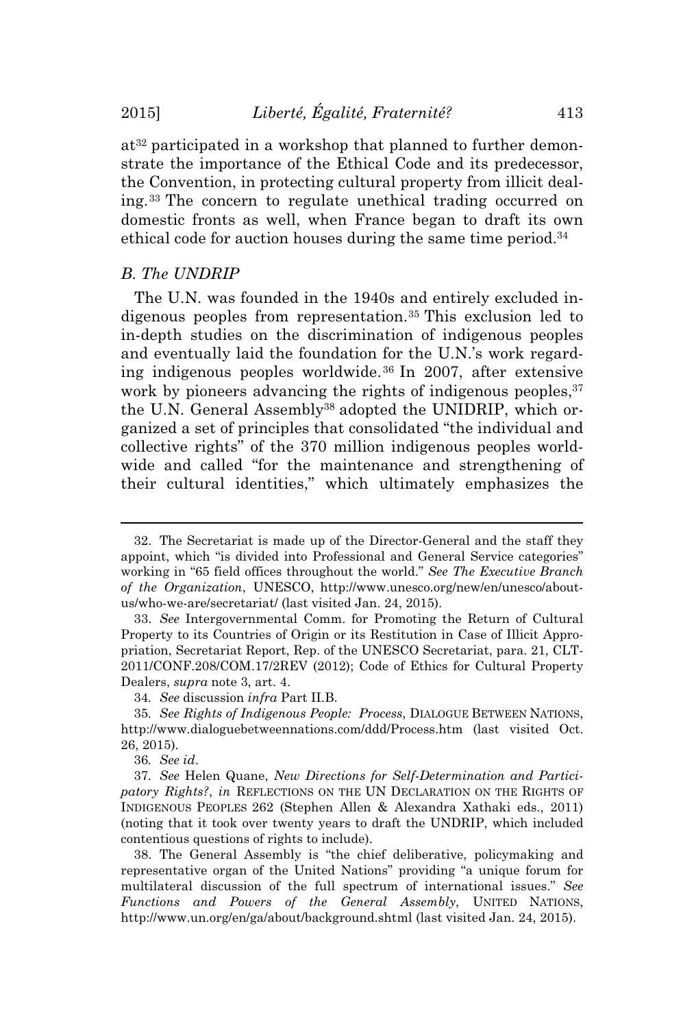at[32] participated in a workshop that planned to further demonstrate the importance of the Ethical Code and its predecessor, the Convention, in protecting cultural property from illicit dealing.[33] The concern to regulate unethical trading occurred on domestic fronts as well, when France began to draft its own ethical code for auction houses during the same time period.[34]

### *B. The UNDRIP*

The U.N. was founded in the 1940s and entirely excluded indigenous peoples from representation.[35] This exclusion led to in-depth studies on the discrimination of indigenous peoples and eventually laid the foundation for the U.N.'s work regarding indigenous peoples worldwide.[36] In 2007, after extensive work by pioneers advancing the rights of indigenous peoples,[37] the U.N. General Assembly[38] adopted the UNIDRIP, which organized a set of principles that consolidated "the individual and collective rights" of the 370 million indigenous peoples worldwide and called "for the maintenance and strengthening of their cultural identities," which ultimately emphasizes the

---

32. The Secretariat is made up of the Director-General and the staff they appoint, which "is divided into Professional and General Service categories" working in "65 field offices throughout the world." *See The Executive Branch of the Organization*, UNESCO, http://www.unesco.org/new/en/unesco/about-us/who-we-are/secretariat/ (last visited Jan. 24, 2015).

33. *See* Intergovernmental Comm. for Promoting the Return of Cultural Property to its Countries of Origin or its Restitution in Case of Illicit Appropriation, Secretariat Report, Rep. of the UNESCO Secretariat, para. 21, CLT-2011/CONF.208/COM.17/2REV (2012); Code of Ethics for Cultural Property Dealers, *supra* note 3, art. 4.

34. *See* discussion *infra* Part II.B.

35. *See Rights of Indigenous People: Process*, DIALOGUE BETWEEN NATIONS, http://www.dialoguebetweennations.com/ddd/Process.htm (last visited Oct. 26, 2015).

36. *See id*.

37. *See* Helen Quane, *New Directions for Self-Determination and Participatory Rights?*, *in* REFLECTIONS ON THE UN DECLARATION ON THE RIGHTS OF INDIGENOUS PEOPLES 262 (Stephen Allen & Alexandra Xathaki eds., 2011) (noting that it took over twenty years to draft the UNDRIP, which included contentious questions of rights to include).

38. The General Assembly is "the chief deliberative, policymaking and representative organ of the United Nations" providing "a unique forum for multilateral discussion of the full spectrum of international issues." *See Functions and Powers of the General Assembly*, UNITED NATIONS, http://www.un.org/en/ga/about/background.shtml (last visited Jan. 24, 2015).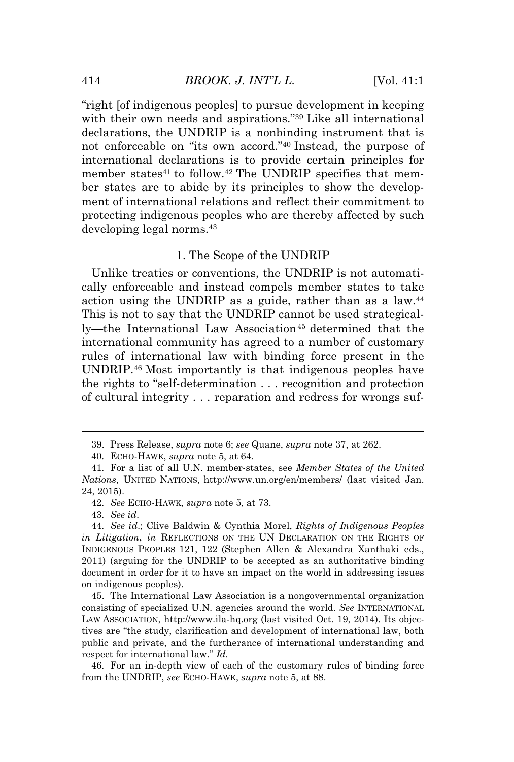"right [of indigenous peoples] to pursue development in keeping with their own needs and aspirations."[39] Like all international declarations, the UNDRIP is a nonbinding instrument that is not enforceable on "its own accord."[40] Instead, the purpose of international declarations is to provide certain principles for member states[41] to follow.[42] The UNDRIP specifies that member states are to abide by its principles to show the development of international relations and reflect their commitment to protecting indigenous peoples who are thereby affected by such developing legal norms.[43]

### 1. The Scope of the UNDRIP

Unlike treaties or conventions, the UNDRIP is not automatically enforceable and instead compels member states to take action using the UNDRIP as a guide, rather than as a law.[44] This is not to say that the UNDRIP cannot be used strategically—the International Law Association[45] determined that the international community has agreed to a number of customary rules of international law with binding force present in the UNDRIP.[46] Most importantly is that indigenous peoples have the rights to "self-determination . . . recognition and protection of cultural integrity . . . reparation and redress for wrongs suf-

---

39. Press Release, *supra* note 6; *see* Quane, *supra* note 37, at 262.

40. ECHO-HAWK, *supra* note 5, at 64.

41. For a list of all U.N. member-states, see *Member States of the United Nations*, UNITED NATIONS, http://www.un.org/en/members/ (last visited Jan. 24, 2015).

42. *See* ECHO-HAWK, *supra* note 5, at 73.

43. *See id*.

44. *See id*.; Clive Baldwin & Cynthia Morel, *Rights of Indigenous Peoples in Litigation*, *in* REFLECTIONS ON THE UN DECLARATION ON THE RIGHTS OF INDIGENOUS PEOPLES 121, 122 (Stephen Allen & Alexandra Xanthaki eds., 2011) (arguing for the UNDRIP to be accepted as an authoritative binding document in order for it to have an impact on the world in addressing issues on indigenous peoples).

45. The International Law Association is a nongovernmental organization consisting of specialized U.N. agencies around the world. *See* INTERNATIONAL LAW ASSOCIATION, http://www.ila-hq.org (last visited Oct. 19, 2014). Its objectives are "the study, clarification and development of international law, both public and private, and the furtherance of international understanding and respect for international law." *Id.*

46. For an in-depth view of each of the customary rules of binding force from the UNDRIP, *see* ECHO-HAWK, *supra* note 5, at 88.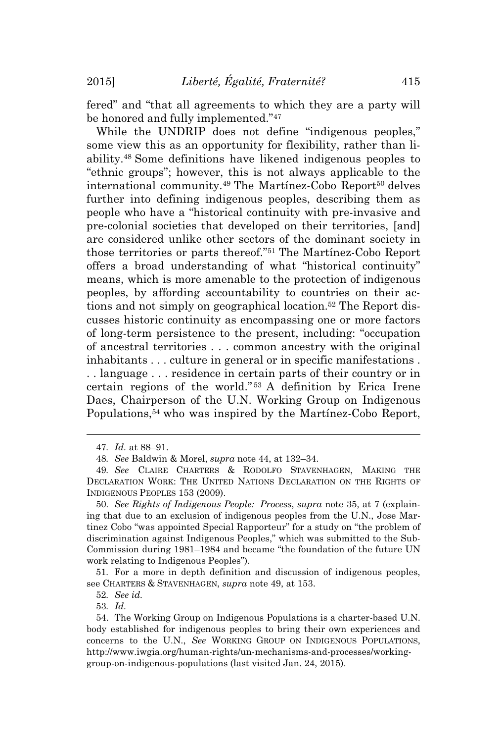fered" and "that all agreements to which they are a party will be honored and fully implemented."[47]

While the UNDRIP does not define "indigenous peoples," some view this as an opportunity for flexibility, rather than liability.[48] Some definitions have likened indigenous peoples to "ethnic groups"; however, this is not always applicable to the international community.[49] The Martínez-Cobo Report[50] delves further into defining indigenous peoples, describing them as people who have a "historical continuity with pre-invasive and pre-colonial societies that developed on their territories, [and] are considered unlike other sectors of the dominant society in those territories or parts thereof."[51] The Martínez-Cobo Report offers a broad understanding of what "historical continuity" means, which is more amenable to the protection of indigenous peoples, by affording accountability to countries on their actions and not simply on geographical location.[52] The Report discusses historic continuity as encompassing one or more factors of long-term persistence to the present, including: "occupation of ancestral territories . . . common ancestry with the original inhabitants . . . culture in general or in specific manifestations . . . language . . . residence in certain parts of their country or in certain regions of the world."[53] A definition by Erica Irene Daes, Chairperson of the U.N. Working Group on Indigenous Populations,[54] who was inspired by the Martínez-Cobo Report,

---

47. *Id.* at 88–91.

48. *See* Baldwin & Morel, *supra* note 44, at 132–34.

49. *See* CLAIRE CHARTERS & RODOLFO STAVENHAGEN, MAKING THE DECLARATION WORK: THE UNITED NATIONS DECLARATION ON THE RIGHTS OF INDIGENOUS PEOPLES 153 (2009).

50. *See Rights of Indigenous People: Process*, *supra* note 35, at 7 (explaining that due to an exclusion of indigenous peoples from the U.N., Jose Martinez Cobo "was appointed Special Rapporteur" for a study on "the problem of discrimination against Indigenous Peoples," which was submitted to the Sub-Commission during 1981–1984 and became "the foundation of the future UN work relating to Indigenous Peoples").

51. For a more in depth definition and discussion of indigenous peoples, see CHARTERS & STAVENHAGEN, *supra* note 49, at 153.

52. *See id.*

53. *Id.*

54. The Working Group on Indigenous Populations is a charter-based U.N. body established for indigenous peoples to bring their own experiences and concerns to the U.N., *See* WORKING GROUP ON INDIGENOUS POPULATIONS, http://www.iwgia.org/human-rights/un-mechanisms-and-processes/working-group-on-indigenous-populations (last visited Jan. 24, 2015).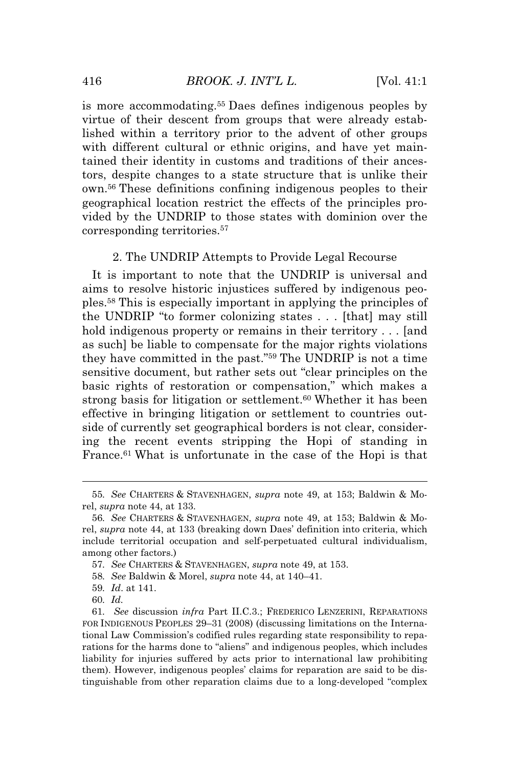is more accommodating.[55] Daes defines indigenous peoples by virtue of their descent from groups that were already established within a territory prior to the advent of other groups with different cultural or ethnic origins, and have yet maintained their identity in customs and traditions of their ancestors, despite changes to a state structure that is unlike their own.[56] These definitions confining indigenous peoples to their geographical location restrict the effects of the principles provided by the UNDRIP to those states with dominion over the corresponding territories.[57]

### 2. The UNDRIP Attempts to Provide Legal Recourse

It is important to note that the UNDRIP is universal and aims to resolve historic injustices suffered by indigenous peoples.[58] This is especially important in applying the principles of the UNDRIP "to former colonizing states . . . [that] may still hold indigenous property or remains in their territory . . . [and as such] be liable to compensate for the major rights violations they have committed in the past."[59] The UNDRIP is not a time sensitive document, but rather sets out "clear principles on the basic rights of restoration or compensation," which makes a strong basis for litigation or settlement.[60] Whether it has been effective in bringing litigation or settlement to countries outside of currently set geographical borders is not clear, considering the recent events stripping the Hopi of standing in France.[61] What is unfortunate in the case of the Hopi is that

---

55. *See* CHARTERS & STAVENHAGEN, *supra* note 49, at 153; Baldwin & Morel, *supra* note 44, at 133.

56. *See* CHARTERS & STAVENHAGEN, *supra* note 49, at 153; Baldwin & Morel, *supra* note 44, at 133 (breaking down Daes' definition into criteria, which include territorial occupation and self-perpetuated cultural individualism, among other factors.)

57. *See* CHARTERS & STAVENHAGEN, *supra* note 49, at 153.

58. *See* Baldwin & Morel, *supra* note 44, at 140–41.

59. *Id*. at 141.

60. *Id.*

61. *See* discussion *infra* Part II.C.3.; FREDERICO LENZERINI, REPARATIONS FOR INDIGENOUS PEOPLES 29–31 (2008) (discussing limitations on the International Law Commission's codified rules regarding state responsibility to reparations for the harms done to "aliens" and indigenous peoples, which includes liability for injuries suffered by acts prior to international law prohibiting them). However, indigenous peoples' claims for reparation are said to be distinguishable from other reparation claims due to a long-developed "complex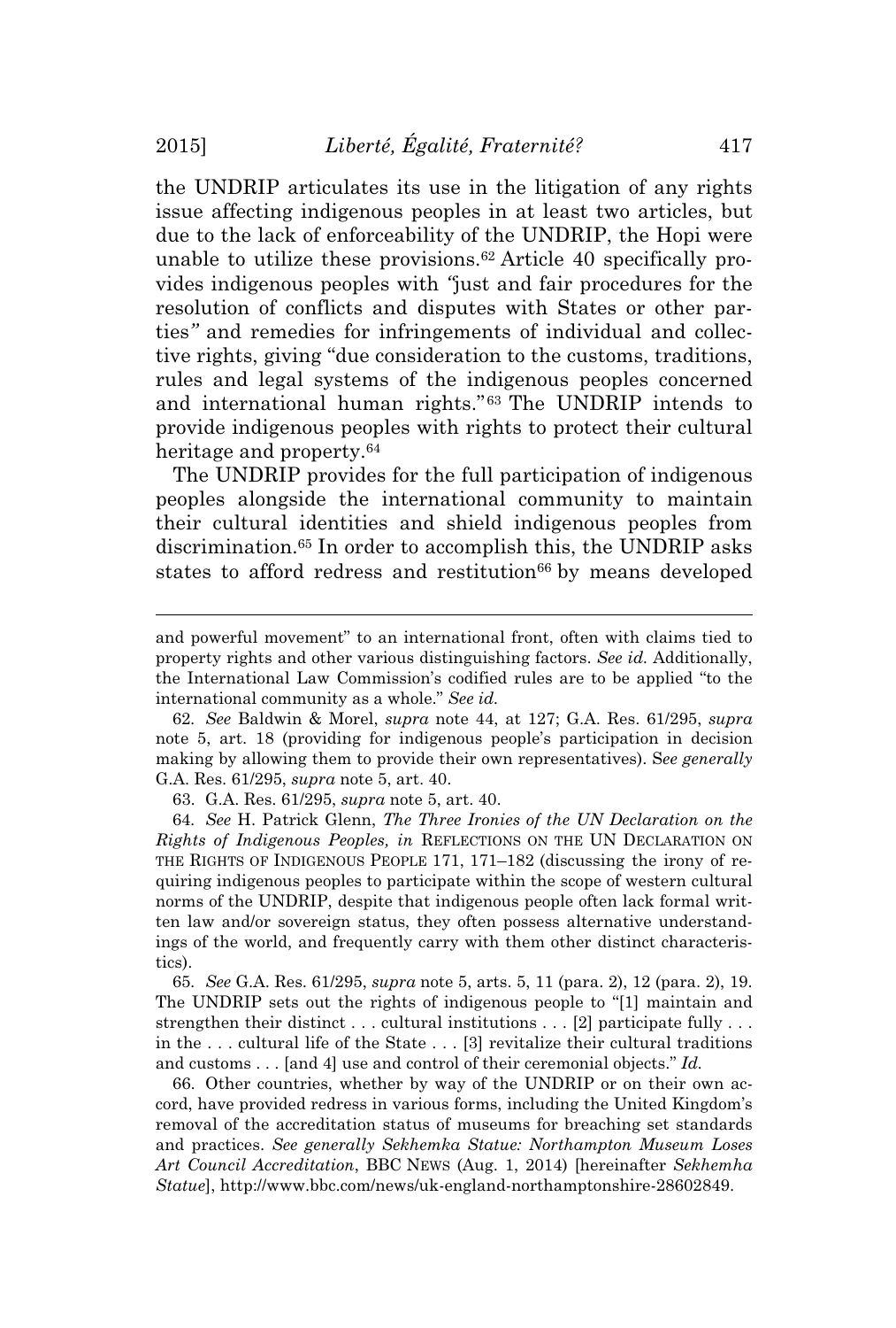the UNDRIP articulates its use in the litigation of any rights issue affecting indigenous peoples in at least two articles, but due to the lack of enforceability of the UNDRIP, the Hopi were unable to utilize these provisions.[62] Article 40 specifically provides indigenous peoples with "just and fair procedures for the resolution of conflicts and disputes with States or other parties" and remedies for infringements of individual and collective rights, giving "due consideration to the customs, traditions, rules and legal systems of the indigenous peoples concerned and international human rights."[63] The UNDRIP intends to provide indigenous peoples with rights to protect their cultural heritage and property.[64]

The UNDRIP provides for the full participation of indigenous peoples alongside the international community to maintain their cultural identities and shield indigenous peoples from discrimination.[65] In order to accomplish this, the UNDRIP asks states to afford redress and restitution[66] by means developed

---

and powerful movement" to an international front, often with claims tied to property rights and other various distinguishing factors. *See id.* Additionally, the International Law Commission's codified rules are to be applied "to the international community as a whole." *See id.*

62. *See* Baldwin & Morel, *supra* note 44, at 127; G.A. Res. 61/295, *supra* note 5, art. 18 (providing for indigenous people's participation in decision making by allowing them to provide their own representatives). *See generally* G.A. Res. 61/295, *supra* note 5, art. 40.

63. G.A. Res. 61/295, *supra* note 5, art. 40.

64. *See* H. Patrick Glenn, *The Three Ironies of the UN Declaration on the Rights of Indigenous Peoples, in* REFLECTIONS ON THE UN DECLARATION ON THE RIGHTS OF INDIGENOUS PEOPLE 171, 171–182 (discussing the irony of requiring indigenous peoples to participate within the scope of western cultural norms of the UNDRIP, despite that indigenous people often lack formal written law and/or sovereign status, they often possess alternative understandings of the world, and frequently carry with them other distinct characteristics).

65. *See* G.A. Res. 61/295, *supra* note 5, arts. 5, 11 (para. 2), 12 (para. 2), 19. The UNDRIP sets out the rights of indigenous people to "[1] maintain and strengthen their distinct . . . cultural institutions . . . [2] participate fully . . . in the . . . cultural life of the State . . . [3] revitalize their cultural traditions and customs . . . [and 4] use and control of their ceremonial objects." *Id.*

66. Other countries, whether by way of the UNDRIP or on their own accord, have provided redress in various forms, including the United Kingdom's removal of the accreditation status of museums for breaching set standards and practices. *See generally Sekhemka Statue: Northampton Museum Loses Art Council Accreditation*, BBC NEWS (Aug. 1, 2014) [hereinafter *Sekhemha Statue*], http://www.bbc.com/news/uk-england-northamptonshire-28602849.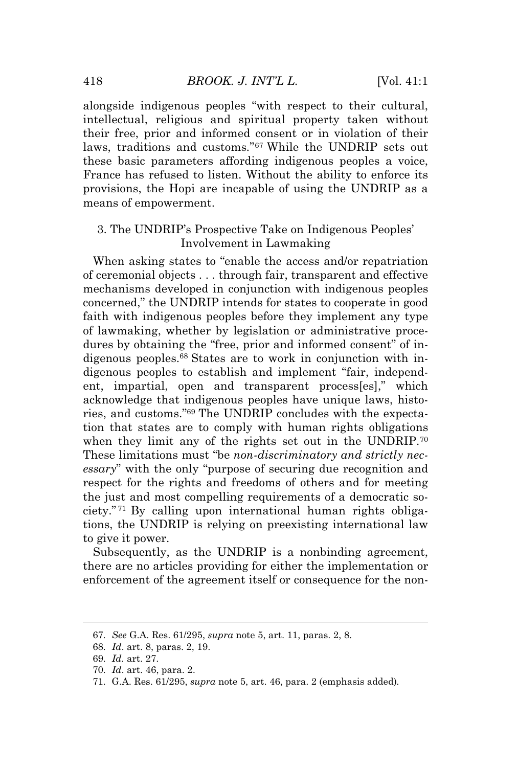alongside indigenous peoples "with respect to their cultural, intellectual, religious and spiritual property taken without their free, prior and informed consent or in violation of their laws, traditions and customs."[67] While the UNDRIP sets out these basic parameters affording indigenous peoples a voice, France has refused to listen. Without the ability to enforce its provisions, the Hopi are incapable of using the UNDRIP as a means of empowerment.

### 3. The UNDRIP's Prospective Take on Indigenous Peoples' Involvement in Lawmaking

When asking states to "enable the access and/or repatriation of ceremonial objects . . . through fair, transparent and effective mechanisms developed in conjunction with indigenous peoples concerned," the UNDRIP intends for states to cooperate in good faith with indigenous peoples before they implement any type of lawmaking, whether by legislation or administrative procedures by obtaining the "free, prior and informed consent" of indigenous peoples.[68] States are to work in conjunction with indigenous peoples to establish and implement "fair, independent, impartial, open and transparent process[es]," which acknowledge that indigenous peoples have unique laws, histories, and customs."[69] The UNDRIP concludes with the expectation that states are to comply with human rights obligations when they limit any of the rights set out in the UNDRIP.[70] These limitations must "be *non-discriminatory and strictly necessary*" with the only "purpose of securing due recognition and respect for the rights and freedoms of others and for meeting the just and most compelling requirements of a democratic society."[71] By calling upon international human rights obligations, the UNDRIP is relying on preexisting international law to give it power.

Subsequently, as the UNDRIP is a nonbinding agreement, there are no articles providing for either the implementation or enforcement of the agreement itself or consequence for the non-

---

67. *See* G.A. Res. 61/295, *supra* note 5, art. 11, paras. 2, 8.
68. *Id*. art. 8, paras. 2, 19.
69. *Id.* art. 27.
70. *Id*. art. 46, para. 2.
71. G.A. Res. 61/295, *supra* note 5, art. 46, para. 2 (emphasis added).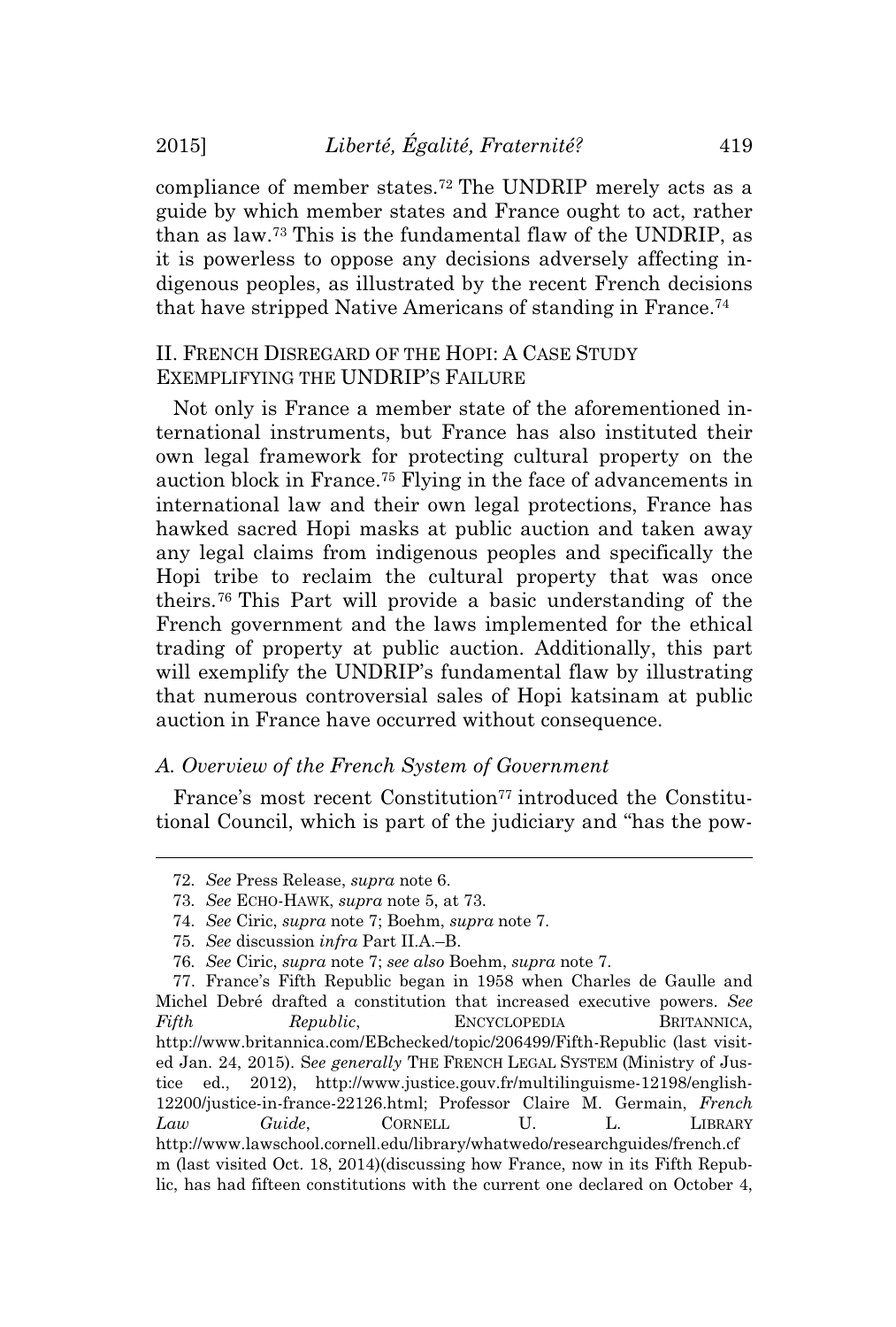compliance of member states.[72] The UNDRIP merely acts as a guide by which member states and France ought to act, rather than as law.[73] This is the fundamental flaw of the UNDRIP, as it is powerless to oppose any decisions adversely affecting indigenous peoples, as illustrated by the recent French decisions that have stripped Native Americans of standing in France.[74]

## II. French Disregard of the Hopi: A Case Study Exemplifying the UNDRIP's Failure

Not only is France a member state of the aforementioned international instruments, but France has also instituted their own legal framework for protecting cultural property on the auction block in France.[75] Flying in the face of advancements in international law and their own legal protections, France has hawked sacred Hopi masks at public auction and taken away any legal claims from indigenous peoples and specifically the Hopi tribe to reclaim the cultural property that was once theirs.[76] This Part will provide a basic understanding of the French government and the laws implemented for the ethical trading of property at public auction. Additionally, this part will exemplify the UNDRIP's fundamental flaw by illustrating that numerous controversial sales of Hopi katsinam at public auction in France have occurred without consequence.

### *A. Overview of the French System of Government*

France's most recent Constitution[77] introduced the Constitutional Council, which is part of the judiciary and "has the pow-

---

72. *See* Press Release, *supra* note 6.

73. *See* Echo-Hawk, *supra* note 5, at 73.

74. *See* Ciric, *supra* note 7; Boehm, *supra* note 7.

75. *See* discussion *infra* Part II.A.–B.

76. *See* Ciric, *supra* note 7; *see also* Boehm, *supra* note 7.

77. France's Fifth Republic began in 1958 when Charles de Gaulle and Michel Debré drafted a constitution that increased executive powers. *See Fifth Republic*, Encyclopedia Britannica, http://www.britannica.com/EBchecked/topic/206499/Fifth-Republic (last visited Jan. 24, 2015). S*ee generally* The French Legal System (Ministry of Justice ed., 2012), http://www.justice.gouv.fr/multilinguisme-12198/english-12200/justice-in-france-22126.html; Professor Claire M. Germain, *French Law Guide*, Cornell U. L. Library http://www.lawschool.cornell.edu/library/whatwedo/researchguides/french.cfm (last visited Oct. 18, 2014)(discussing how France, now in its Fifth Republic, has had fifteen constitutions with the current one declared on October 4,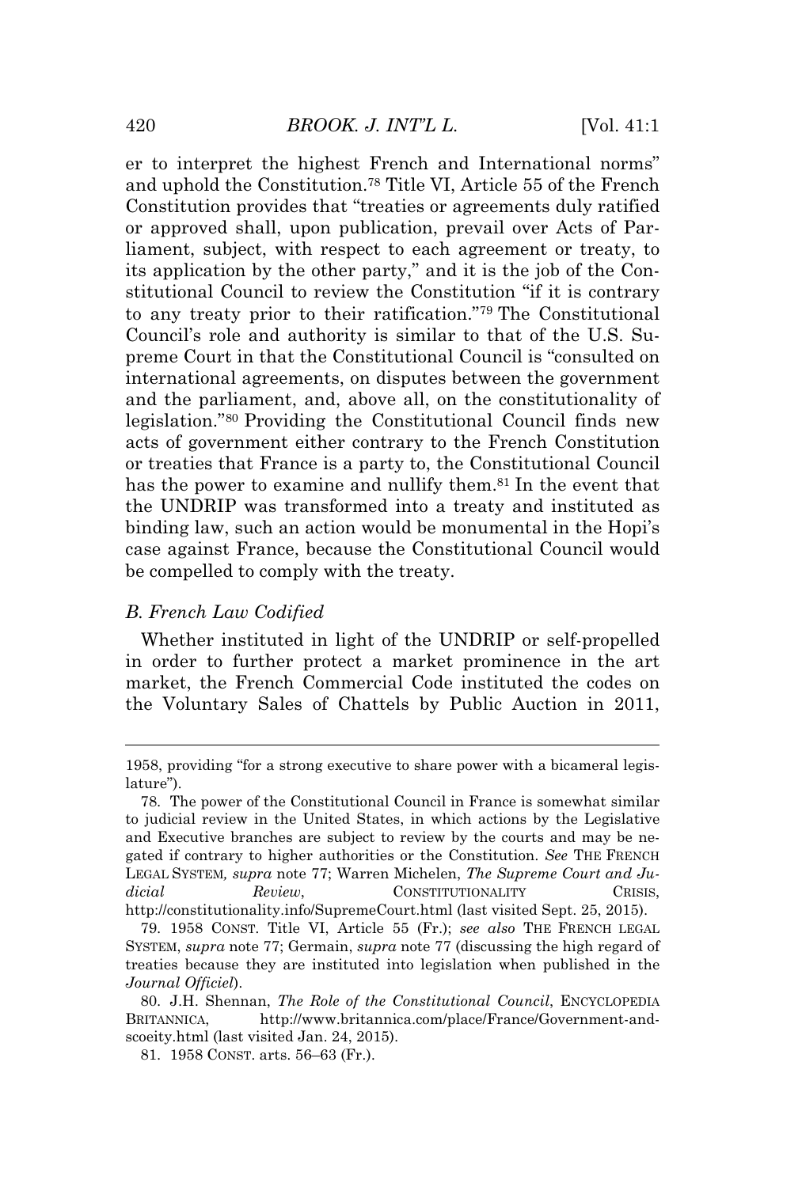er to interpret the highest French and International norms" and uphold the Constitution.[78] Title VI, Article 55 of the French Constitution provides that "treaties or agreements duly ratified or approved shall, upon publication, prevail over Acts of Parliament, subject, with respect to each agreement or treaty, to its application by the other party," and it is the job of the Constitutional Council to review the Constitution "if it is contrary to any treaty prior to their ratification."[79] The Constitutional Council's role and authority is similar to that of the U.S. Supreme Court in that the Constitutional Council is "consulted on international agreements, on disputes between the government and the parliament, and, above all, on the constitutionality of legislation."[80] Providing the Constitutional Council finds new acts of government either contrary to the French Constitution or treaties that France is a party to, the Constitutional Council has the power to examine and nullify them.[81] In the event that the UNDRIP was transformed into a treaty and instituted as binding law, such an action would be monumental in the Hopi's case against France, because the Constitutional Council would be compelled to comply with the treaty.

### *B. French Law Codified*

Whether instituted in light of the UNDRIP or self-propelled in order to further protect a market prominence in the art market, the French Commercial Code instituted the codes on the Voluntary Sales of Chattels by Public Auction in 2011,

---

1958, providing "for a strong executive to share power with a bicameral legislature").

78. The power of the Constitutional Council in France is somewhat similar to judicial review in the United States, in which actions by the Legislative and Executive branches are subject to review by the courts and may be negated if contrary to higher authorities or the Constitution. *See* THE FRENCH LEGAL SYSTEM*, supra* note 77; Warren Michelen, *The Supreme Court and Judicial Review*, CONSTITUTIONALITY CRISIS, http://constitutionality.info/SupremeCourt.html (last visited Sept. 25, 2015).

79. 1958 CONST. Title VI, Article 55 (Fr.); *see also* THE FRENCH LEGAL SYSTEM, *supra* note 77; Germain, *supra* note 77 (discussing the high regard of treaties because they are instituted into legislation when published in the *Journal Officiel*).

80. J.H. Shennan, *The Role of the Constitutional Council*, ENCYCLOPEDIA BRITANNICA, http://www.britannica.com/place/France/Government-and-scoeity.html (last visited Jan. 24, 2015).

81. 1958 CONST. arts. 56–63 (Fr.).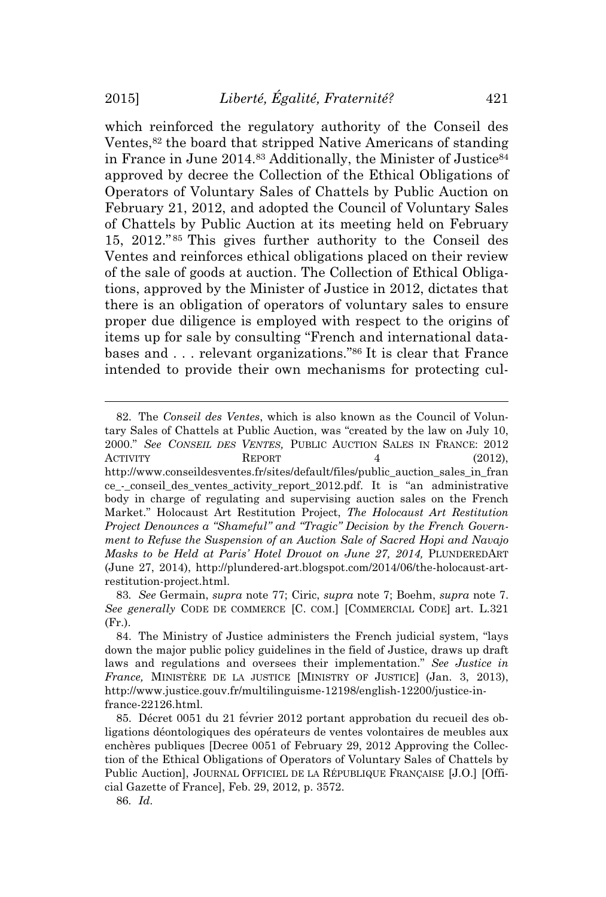which reinforced the regulatory authority of the Conseil des Ventes,[82] the board that stripped Native Americans of standing in France in June 2014.[83] Additionally, the Minister of Justice[84] approved by decree the Collection of the Ethical Obligations of Operators of Voluntary Sales of Chattels by Public Auction on February 21, 2012, and adopted the Council of Voluntary Sales of Chattels by Public Auction at its meeting held on February 15, 2012."[85] This gives further authority to the Conseil des Ventes and reinforces ethical obligations placed on their review of the sale of goods at auction. The Collection of Ethical Obligations, approved by the Minister of Justice in 2012, dictates that there is an obligation of operators of voluntary sales to ensure proper due diligence is employed with respect to the origins of items up for sale by consulting "French and international databases and . . . relevant organizations."[86] It is clear that France intended to provide their own mechanisms for protecting cul-

---

82. The *Conseil des Ventes*, which is also known as the Council of Voluntary Sales of Chattels at Public Auction, was "created by the law on July 10, 2000." *See* CONSEIL DES VENTES, PUBLIC AUCTION SALES IN FRANCE: 2012 ACTIVITY REPORT 4 (2012), http://www.conseildesventes.fr/sites/default/files/public_auction_sales_in_france_-_conseil_des_ventes_activity_report_2012.pdf. It is "an administrative body in charge of regulating and supervising auction sales on the French Market." Holocaust Art Restitution Project, *The Holocaust Art Restitution Project Denounces a "Shameful" and "Tragic" Decision by the French Government to Refuse the Suspension of an Auction Sale of Sacred Hopi and Navajo Masks to be Held at Paris' Hotel Drouot on June 27, 2014,* PLUNDEREDART (June 27, 2014), http://plundered-art.blogspot.com/2014/06/the-holocaust-art-restitution-project.html.

83. *See* Germain, *supra* note 77; Ciric, *supra* note 7; Boehm, *supra* note 7. *See generally* CODE DE COMMERCE [C. COM.] [COMMERCIAL CODE] art. L.321 (Fr.).

84. The Ministry of Justice administers the French judicial system, "lays down the major public policy guidelines in the field of Justice, draws up draft laws and regulations and oversees their implementation." *See Justice in France,* MINISTÈRE DE LA JUSTICE [MINISTRY OF JUSTICE] (Jan. 3, 2013), http://www.justice.gouv.fr/multilinguisme-12198/english-12200/justice-in-france-22126.html.

85. Décret 0051 du 21 février 2012 portant approbation du recueil des obligations déontologiques des opérateurs de ventes volontaires de meubles aux enchères publiques [Decree 0051 of February 29, 2012 Approving the Collection of the Ethical Obligations of Operators of Voluntary Sales of Chattels by Public Auction], JOURNAL OFFICIEL DE LA RÉPUBLIQUE FRANÇAISE [J.O.] [Official Gazette of France], Feb. 29, 2012, p. 3572.

86. *Id.*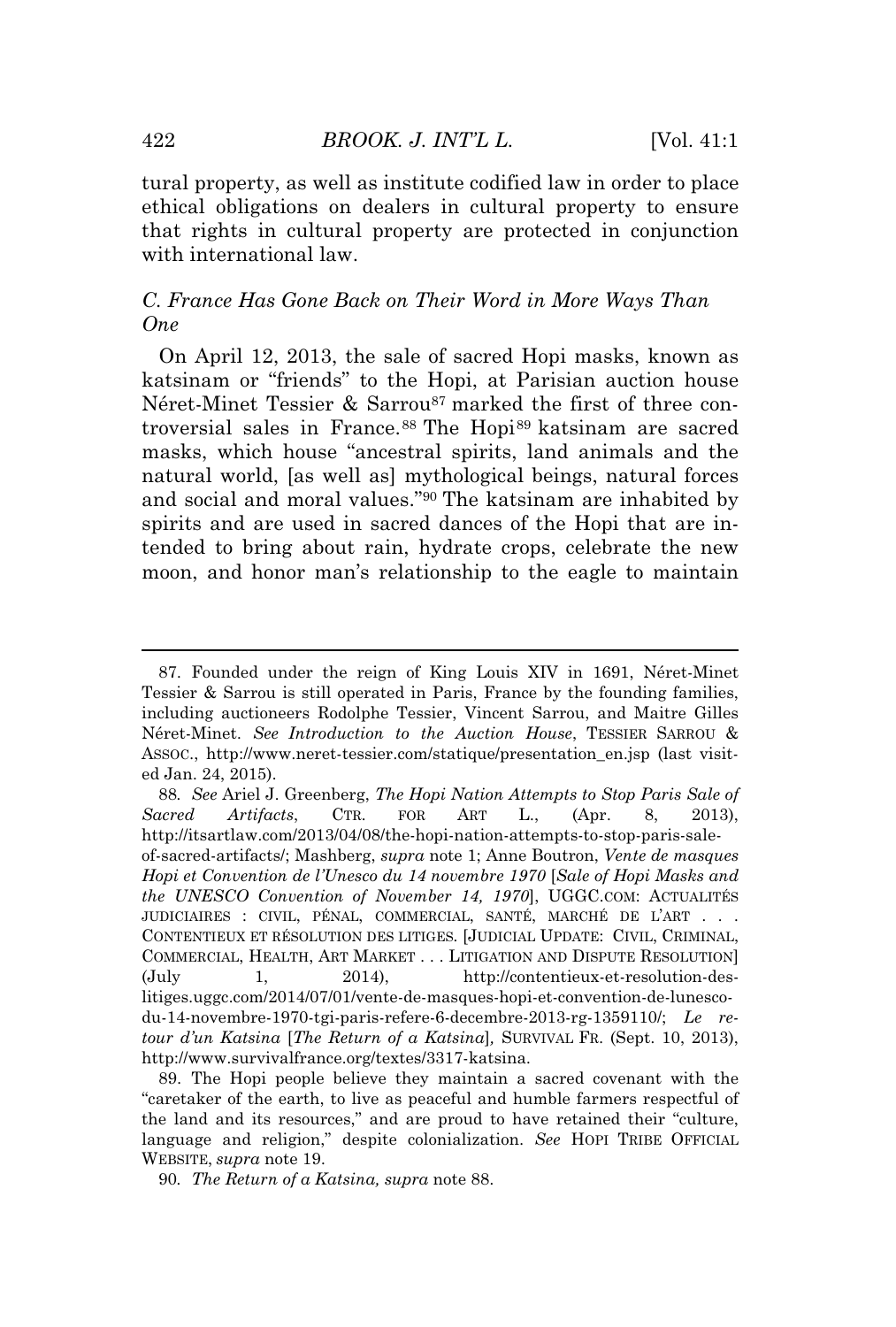tural property, as well as institute codified law in order to place ethical obligations on dealers in cultural property to ensure that rights in cultural property are protected in conjunction with international law.

### *C. France Has Gone Back on Their Word in More Ways Than One*

On April 12, 2013, the sale of sacred Hopi masks, known as katsinam or "friends" to the Hopi, at Parisian auction house Néret-Minet Tessier & Sarrou[87] marked the first of three controversial sales in France.[88] The Hopi[89] katsinam are sacred masks, which house "ancestral spirits, land animals and the natural world, [as well as] mythological beings, natural forces and social and moral values."[90] The katsinam are inhabited by spirits and are used in sacred dances of the Hopi that are intended to bring about rain, hydrate crops, celebrate the new moon, and honor man's relationship to the eagle to maintain

---

87. Founded under the reign of King Louis XIV in 1691, Néret-Minet Tessier & Sarrou is still operated in Paris, France by the founding families, including auctioneers Rodolphe Tessier, Vincent Sarrou, and Maitre Gilles Néret-Minet. *See Introduction to the Auction House*, TESSIER SARROU & ASSOC., http://www.neret-tessier.com/statique/presentation_en.jsp (last visited Jan. 24, 2015).

88. *See* Ariel J. Greenberg, *The Hopi Nation Attempts to Stop Paris Sale of Sacred Artifacts*, CTR. FOR ART L., (Apr. 8, 2013), http://itsartlaw.com/2013/04/08/the-hopi-nation-attempts-to-stop-paris-sale-of-sacred-artifacts/; Mashberg, *supra* note 1; Anne Boutron, *Vente de masques Hopi et Convention de l'Unesco du 14 novembre 1970* [*Sale of Hopi Masks and the UNESCO Convention of November 14, 1970*], UGGC.COM: ACTUALITÉS JUDICIAIRES : CIVIL, PÉNAL, COMMERCIAL, SANTÉ, MARCHÉ DE L'ART . . . CONTENTIEUX ET RÉSOLUTION DES LITIGES. [JUDICIAL UPDATE: CIVIL, CRIMINAL, COMMERCIAL, HEALTH, ART MARKET . . . LITIGATION AND DISPUTE RESOLUTION] (July 1, 2014), http://contentieux-et-resolution-des-litiges.uggc.com/2014/07/01/vente-de-masques-hopi-et-convention-de-lunesco-du-14-novembre-1970-tgi-paris-refere-6-decembre-2013-rg-1359110/; *Le retour d'un Katsina* [*The Return of a Katsina*], SURVIVAL FR. (Sept. 10, 2013), http://www.survivalfrance.org/textes/3317-katsina.

89. The Hopi people believe they maintain a sacred covenant with the "caretaker of the earth, to live as peaceful and humble farmers respectful of the land and its resources," and are proud to have retained their "culture, language and religion," despite colonialization. *See* HOPI TRIBE OFFICIAL WEBSITE, *supra* note 19.

90. *The Return of a Katsina, supra* note 88.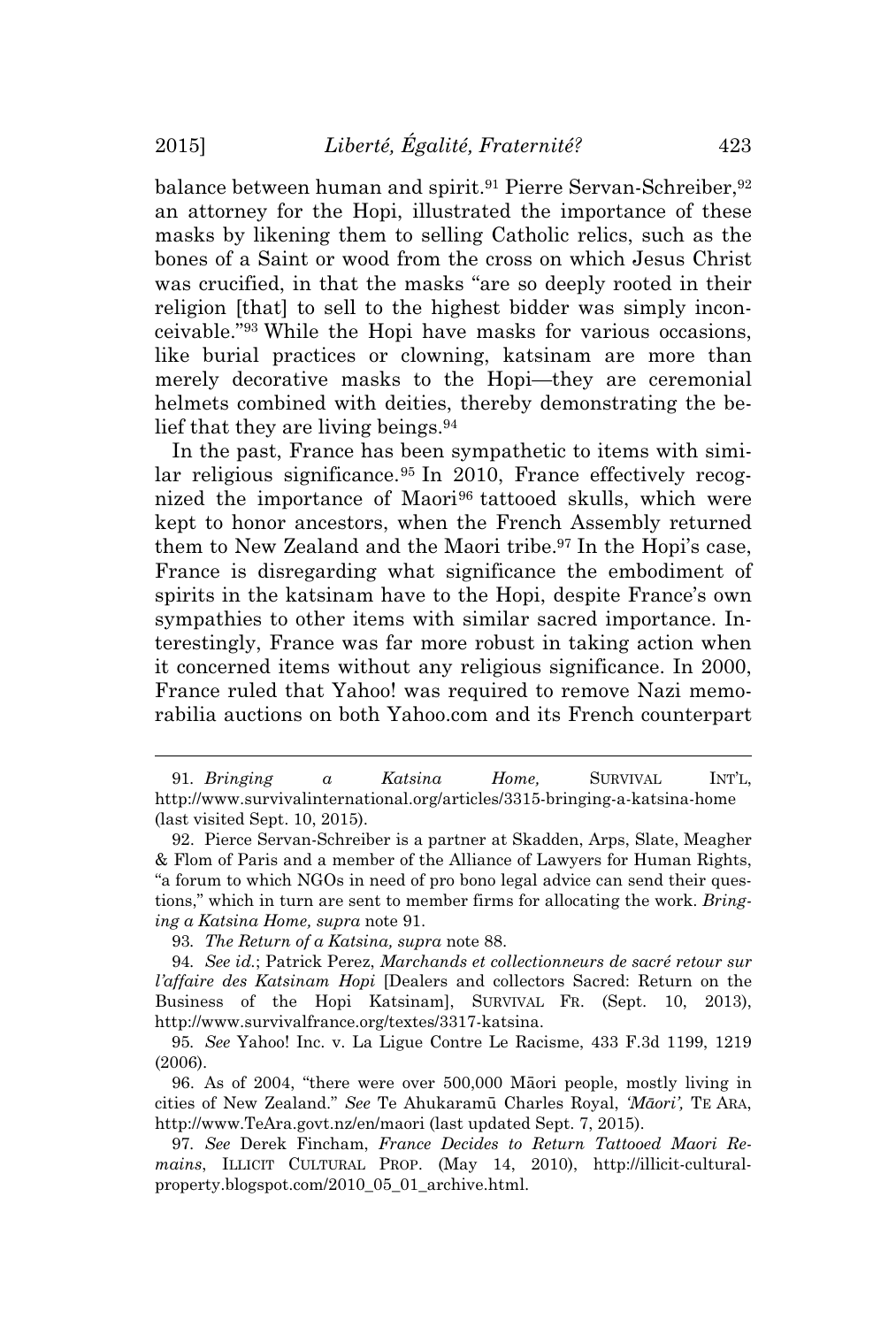balance between human and spirit.[91] Pierre Servan-Schreiber,[92] an attorney for the Hopi, illustrated the importance of these masks by likening them to selling Catholic relics, such as the bones of a Saint or wood from the cross on which Jesus Christ was crucified, in that the masks "are so deeply rooted in their religion [that] to sell to the highest bidder was simply inconceivable."[93] While the Hopi have masks for various occasions, like burial practices or clowning, katsinam are more than merely decorative masks to the Hopi—they are ceremonial helmets combined with deities, thereby demonstrating the belief that they are living beings.[94]

In the past, France has been sympathetic to items with similar religious significance.[95] In 2010, France effectively recognized the importance of Maori[96] tattooed skulls, which were kept to honor ancestors, when the French Assembly returned them to New Zealand and the Maori tribe.[97] In the Hopi's case, France is disregarding what significance the embodiment of spirits in the katsinam have to the Hopi, despite France's own sympathies to other items with similar sacred importance. Interestingly, France was far more robust in taking action when it concerned items without any religious significance. In 2000, France ruled that Yahoo! was required to remove Nazi memorabilia auctions on both Yahoo.com and its French counterpart

---

91. *Bringing a Katsina Home,* SURVIVAL INT'L, http://www.survivalinternational.org/articles/3315-bringing-a-katsina-home (last visited Sept. 10, 2015).

92. Pierce Servan-Schreiber is a partner at Skadden, Arps, Slate, Meagher & Flom of Paris and a member of the Alliance of Lawyers for Human Rights, "a forum to which NGOs in need of pro bono legal advice can send their questions," which in turn are sent to member firms for allocating the work. *Bringing a Katsina Home, supra* note 91.

93. *The Return of a Katsina, supra* note 88.

94. *See id.*; Patrick Perez, *Marchands et collectionneurs de sacré retour sur l'affaire des Katsinam Hopi* [Dealers and collectors Sacred: Return on the Business of the Hopi Katsinam], SURVIVAL FR. (Sept. 10, 2013), http://www.survivalfrance.org/textes/3317-katsina.

95. *See* Yahoo! Inc. v. La Ligue Contre Le Racisme, 433 F.3d 1199, 1219 (2006).

96. As of 2004, "there were over 500,000 Māori people, mostly living in cities of New Zealand." *See* Te Ahukaramū Charles Royal, *'Māori',* TE ARA, http://www.TeAra.govt.nz/en/maori (last updated Sept. 7, 2015).

97. *See* Derek Fincham, *France Decides to Return Tattooed Maori Remains*, ILLICIT CULTURAL PROP. (May 14, 2010), http://illicit-cultural-property.blogspot.com/2010_05_01_archive.html.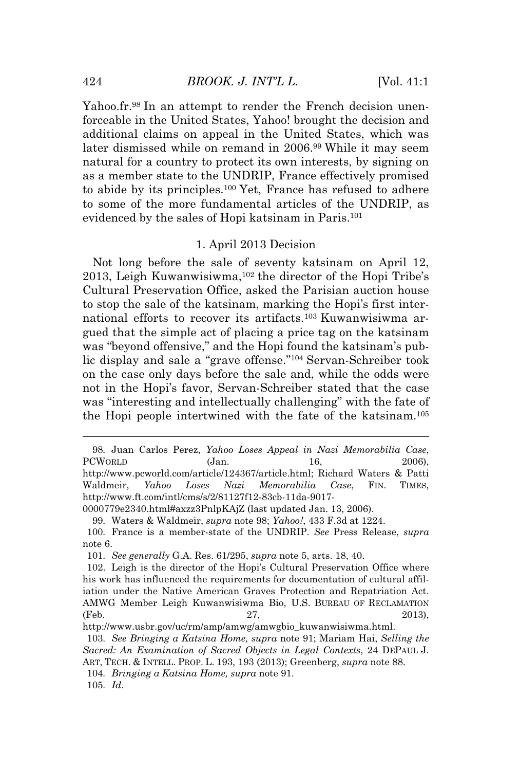Yahoo.fr.[98] In an attempt to render the French decision unenforceable in the United States, Yahoo! brought the decision and additional claims on appeal in the United States, which was later dismissed while on remand in 2006.[99] While it may seem natural for a country to protect its own interests, by signing on as a member state to the UNDRIP, France effectively promised to abide by its principles.[100] Yet, France has refused to adhere to some of the more fundamental articles of the UNDRIP, as evidenced by the sales of Hopi katsinam in Paris.[101]

### 1. April 2013 Decision

Not long before the sale of seventy katsinam on April 12, 2013, Leigh Kuwanwisiwma,[102] the director of the Hopi Tribe's Cultural Preservation Office, asked the Parisian auction house to stop the sale of the katsinam, marking the Hopi's first international efforts to recover its artifacts.[103] Kuwanwisiwma argued that the simple act of placing a price tag on the katsinam was "beyond offensive," and the Hopi found the katsinam's public display and sale a "grave offense."[104] Servan-Schreiber took on the case only days before the sale and, while the odds were not in the Hopi's favor, Servan-Schreiber stated that the case was "interesting and intellectually challenging" with the fate of the Hopi people intertwined with the fate of the katsinam.[105]

---

98. Juan Carlos Perez, *Yahoo Loses Appeal in Nazi Memorabilia Case*, PCWORLD (Jan. 16, 2006), http://www.pcworld.com/article/124367/article.html; Richard Waters & Patti Waldmeir, *Yahoo Loses Nazi Memorabilia Case*, FIN. TIMES, http://www.ft.com/intl/cms/s/2/81127f12-83cb-11da-9017-0000779e2340.html#axzz3PnlpKAjZ (last updated Jan. 13, 2006).

99. Waters & Waldmeir, *supra* note 98; *Yahoo!*, 433 F.3d at 1224.

100. France is a member-state of the UNDRIP. *See* Press Release, *supra* note 6.

101. *See generally* G.A. Res. 61/295, *supra* note 5, arts. 18, 40.

102. Leigh is the director of the Hopi's Cultural Preservation Office where his work has influenced the requirements for documentation of cultural affiliation under the Native American Graves Protection and Repatriation Act. AMWG Member Leigh Kuwanwisiwma Bio, U.S. BUREAU OF RECLAMATION (Feb. 27, 2013), http://www.usbr.gov/uc/rm/amp/amwg/amwgbio_kuwanwisiwma.html.

103. *See Bringing a Katsina Home, supra* note 91; Mariam Hai, *Selling the Sacred: An Examination of Sacred Objects in Legal Contexts*, 24 DEPAUL J. ART, TECH. & INTELL. PROP. L. 193, 193 (2013); Greenberg, *supra* note 88.

104. *Bringing a Katsina Home, supra* note 91.

105. *Id.*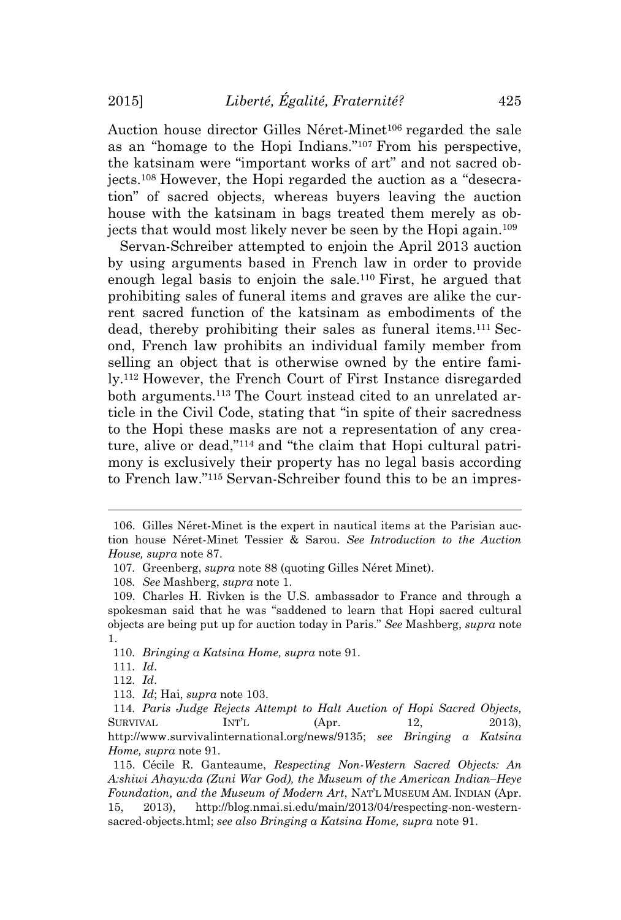Auction house director Gilles Néret-Minet[106] regarded the sale as an "homage to the Hopi Indians."[107] From his perspective, the katsinam were "important works of art" and not sacred objects.[108] However, the Hopi regarded the auction as a "desecration" of sacred objects, whereas buyers leaving the auction house with the katsinam in bags treated them merely as objects that would most likely never be seen by the Hopi again.[109]

Servan-Schreiber attempted to enjoin the April 2013 auction by using arguments based in French law in order to provide enough legal basis to enjoin the sale.[110] First, he argued that prohibiting sales of funeral items and graves are alike the current sacred function of the katsinam as embodiments of the dead, thereby prohibiting their sales as funeral items.[111] Second, French law prohibits an individual family member from selling an object that is otherwise owned by the entire family.[112] However, the French Court of First Instance disregarded both arguments.[113] The Court instead cited to an unrelated article in the Civil Code, stating that "in spite of their sacredness to the Hopi these masks are not a representation of any creature, alive or dead,"[114] and "the claim that Hopi cultural patrimony is exclusively their property has no legal basis according to French law."[115] Servan-Schreiber found this to be an impres-

---

106. Gilles Néret-Minet is the expert in nautical items at the Parisian auction house Néret-Minet Tessier & Sarou. *See Introduction to the Auction House, supra* note 87.

107. Greenberg, *supra* note 88 (quoting Gilles Néret Minet).

108. *See* Mashberg, *supra* note 1.

109. Charles H. Rivken is the U.S. ambassador to France and through a spokesman said that he was "saddened to learn that Hopi sacred cultural objects are being put up for auction today in Paris." *See* Mashberg, *supra* note 1.

110. *Bringing a Katsina Home, supra* note 91.

111. *Id*.

112. *Id*.

113. *Id*; Hai, *supra* note 103.

114. *Paris Judge Rejects Attempt to Halt Auction of Hopi Sacred Objects,* SURVIVAL INT'L (Apr. 12, 2013), http://www.survivalinternational.org/news/9135; *see Bringing a Katsina Home, supra* note 91.

115. Cécile R. Ganteaume, *Respecting Non-Western Sacred Objects: An A:shiwi Ahayu:da (Zuni War God), the Museum of the American Indian–Heye Foundation, and the Museum of Modern Art*, NAT'L MUSEUM AM. INDIAN (Apr. 15, 2013), http://blog.nmai.si.edu/main/2013/04/respecting-non-western-sacred-objects.html; *see also Bringing a Katsina Home, supra* note 91.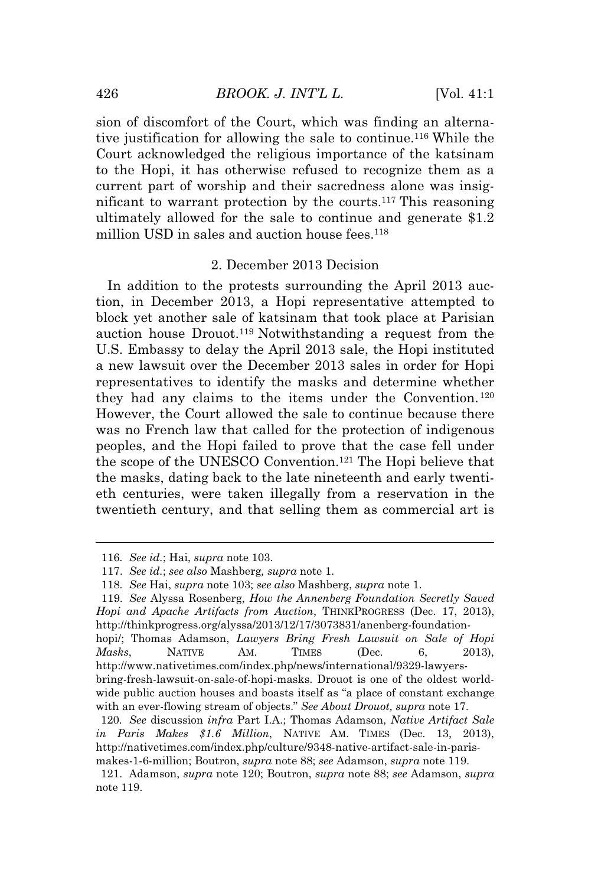sion of discomfort of the Court, which was finding an alternative justification for allowing the sale to continue.[116] While the Court acknowledged the religious importance of the katsinam to the Hopi, it has otherwise refused to recognize them as a current part of worship and their sacredness alone was insignificant to warrant protection by the courts.[117] This reasoning ultimately allowed for the sale to continue and generate $1.2 million USD in sales and auction house fees.[118]

### 2. December 2013 Decision

In addition to the protests surrounding the April 2013 auction, in December 2013, a Hopi representative attempted to block yet another sale of katsinam that took place at Parisian auction house Drouot.[119] Notwithstanding a request from the U.S. Embassy to delay the April 2013 sale, the Hopi instituted a new lawsuit over the December 2013 sales in order for Hopi representatives to identify the masks and determine whether they had any claims to the items under the Convention.[120] However, the Court allowed the sale to continue because there was no French law that called for the protection of indigenous peoples, and the Hopi failed to prove that the case fell under the scope of the UNESCO Convention.[121] The Hopi believe that the masks, dating back to the late nineteenth and early twentieth centuries, were taken illegally from a reservation in the twentieth century, and that selling them as commercial art is

---

116. *See id.*; Hai, *supra* note 103.

117. *See id.*; *see also* Mashberg, *supra* note 1.

118. *See* Hai, *supra* note 103; *see also* Mashberg, *supra* note 1.

119. *See* Alyssa Rosenberg, *How the Annenberg Foundation Secretly Saved Hopi and Apache Artifacts from Auction*, THINKPROGRESS (Dec. 17, 2013), http://thinkprogress.org/alyssa/2013/12/17/3073831/anenberg-foundation-hopi/; Thomas Adamson, *Lawyers Bring Fresh Lawsuit on Sale of Hopi Masks*, NATIVE AM. TIMES (Dec. 6, 2013), http://www.nativetimes.com/index.php/news/international/9329-lawyers-bring-fresh-lawsuit-on-sale-of-hopi-masks. Drouot is one of the oldest worldwide public auction houses and boasts itself as "a place of constant exchange with an ever-flowing stream of objects." *See About Drouot, supra* note 17.

120. *See* discussion *infra* Part I.A.; Thomas Adamson, *Native Artifact Sale in Paris Makes $1.6 Million*, NATIVE AM. TIMES (Dec. 13, 2013), http://nativetimes.com/index.php/culture/9348-native-artifact-sale-in-paris-makes-1-6-million; Boutron, *supra* note 88; *see* Adamson, *supra* note 119.

121. Adamson, *supra* note 120; Boutron, *supra* note 88; *see* Adamson, *supra* note 119.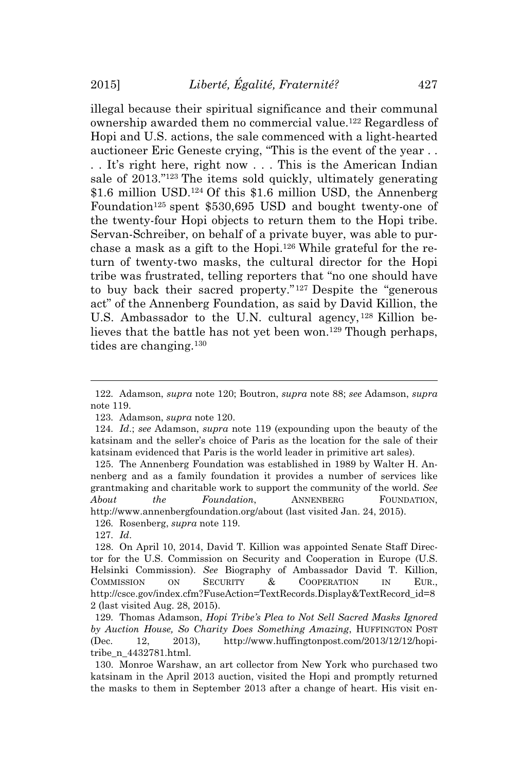illegal because their spiritual significance and their communal ownership awarded them no commercial value.[122] Regardless of Hopi and U.S. actions, the sale commenced with a light-hearted auctioneer Eric Geneste crying, "This is the event of the year . . . . It's right here, right now . . . This is the American Indian sale of 2013."[123] The items sold quickly, ultimately generating $1.6 million USD.[124] Of this $1.6 million USD, the Annenberg Foundation[125] spent $530,695 USD and bought twenty-one of the twenty-four Hopi objects to return them to the Hopi tribe. Servan-Schreiber, on behalf of a private buyer, was able to purchase a mask as a gift to the Hopi.[126] While grateful for the return of twenty-two masks, the cultural director for the Hopi tribe was frustrated, telling reporters that "no one should have to buy back their sacred property."[127] Despite the "generous act" of the Annenberg Foundation, as said by David Killion, the U.S. Ambassador to the U.N. cultural agency,[128] Killion believes that the battle has not yet been won.[129] Though perhaps, tides are changing.[130]

---

122. Adamson, *supra* note 120; Boutron, *supra* note 88; *see* Adamson, *supra* note 119.

123. Adamson, *supra* note 120.

124. *Id*.; *see* Adamson, *supra* note 119 (expounding upon the beauty of the katsinam and the seller's choice of Paris as the location for the sale of their katsinam evidenced that Paris is the world leader in primitive art sales).

125. The Annenberg Foundation was established in 1989 by Walter H. Annenberg and as a family foundation it provides a number of services like grantmaking and charitable work to support the community of the world. *See* *About the Foundation*, ANNENBERG FOUNDATION, http://www.annenbergfoundation.org/about (last visited Jan. 24, 2015).

126. Rosenberg, *supra* note 119.

127. *Id*.

128. On April 10, 2014, David T. Killion was appointed Senate Staff Director for the U.S. Commission on Security and Cooperation in Europe (U.S. Helsinki Commission). *See* Biography of Ambassador David T. Killion, COMMISSION ON SECURITY & COOPERATION IN EUR., http://csce.gov/index.cfm?FuseAction=TextRecords.Display&TextRecord_id=82 (last visited Aug. 28, 2015).

129. Thomas Adamson, *Hopi Tribe's Plea to Not Sell Sacred Masks Ignored by Auction House, So Charity Does Something Amazing*, HUFFINGTON POST (Dec. 12, 2013), http://www.huffingtonpost.com/2013/12/12/hopi-tribe_n_4432781.html.

130. Monroe Warshaw, an art collector from New York who purchased two katsinam in the April 2013 auction, visited the Hopi and promptly returned the masks to them in September 2013 after a change of heart. His visit en-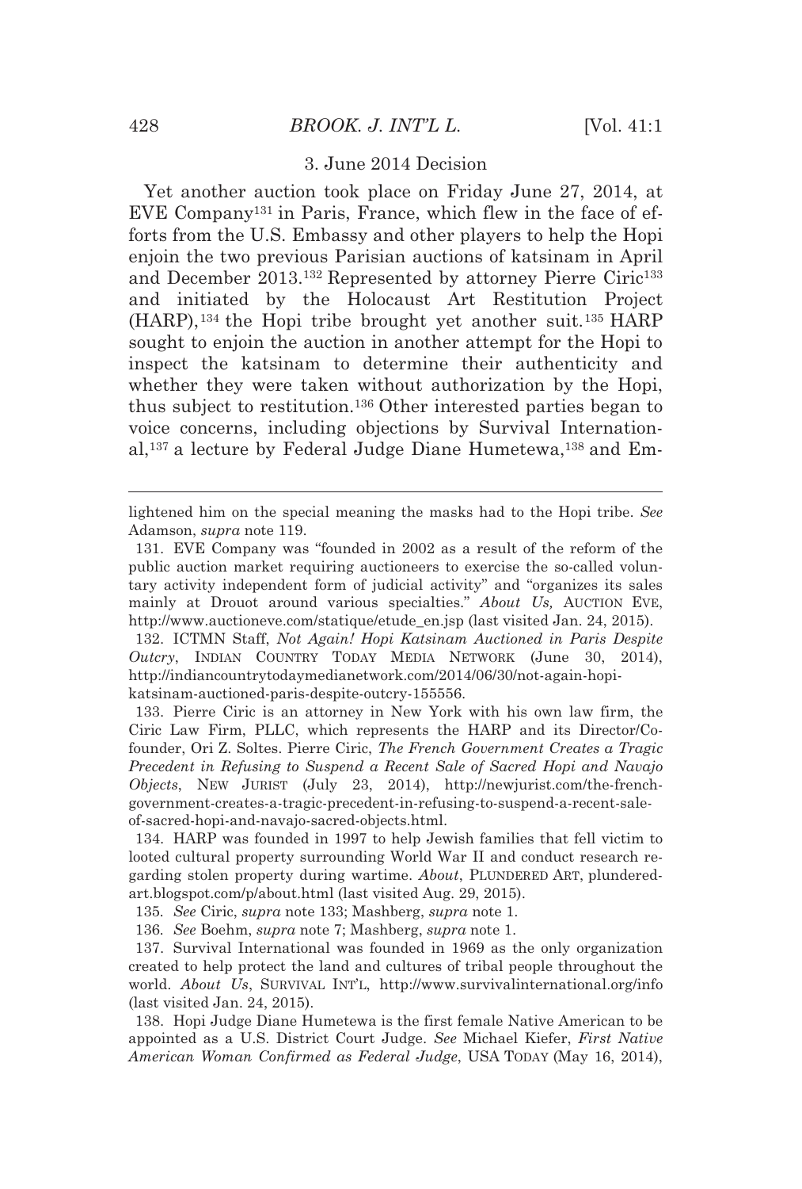### 3. June 2014 Decision

Yet another auction took place on Friday June 27, 2014, at EVE Company[131] in Paris, France, which flew in the face of efforts from the U.S. Embassy and other players to help the Hopi enjoin the two previous Parisian auctions of katsinam in April and December 2013.[132] Represented by attorney Pierre Ciric[133] and initiated by the Holocaust Art Restitution Project (HARP),[134] the Hopi tribe brought yet another suit.[135] HARP sought to enjoin the auction in another attempt for the Hopi to inspect the katsinam to determine their authenticity and whether they were taken without authorization by the Hopi, thus subject to restitution.[136] Other interested parties began to voice concerns, including objections by Survival International,[137] a lecture by Federal Judge Diane Humetewa,[138] and Em-

---

lightened him on the special meaning the masks had to the Hopi tribe. *See* Adamson, *supra* note 119.

131. EVE Company was "founded in 2002 as a result of the reform of the public auction market requiring auctioneers to exercise the so-called voluntary activity independent form of judicial activity" and "organizes its sales mainly at Drouot around various specialties." *About Us,* AUCTION EVE, http://www.auctioneve.com/statique/etude_en.jsp (last visited Jan. 24, 2015).

132. ICTMN Staff, *Not Again! Hopi Katsinam Auctioned in Paris Despite Outcry*, INDIAN COUNTRY TODAY MEDIA NETWORK (June 30, 2014), http://indiancountrytodaymedianetwork.com/2014/06/30/not-again-hopi-katsinam-auctioned-paris-despite-outcry-155556.

133. Pierre Ciric is an attorney in New York with his own law firm, the Ciric Law Firm, PLLC, which represents the HARP and its Director/Co-founder, Ori Z. Soltes. Pierre Ciric, *The French Government Creates a Tragic Precedent in Refusing to Suspend a Recent Sale of Sacred Hopi and Navajo Objects*, NEW JURIST (July 23, 2014), http://newjurist.com/the-french-government-creates-a-tragic-precedent-in-refusing-to-suspend-a-recent-sale-of-sacred-hopi-and-navajo-sacred-objects.html.

134. HARP was founded in 1997 to help Jewish families that fell victim to looted cultural property surrounding World War II and conduct research regarding stolen property during wartime. *About*, PLUNDERED ART, plundered-art.blogspot.com/p/about.html (last visited Aug. 29, 2015).

135. *See* Ciric, *supra* note 133; Mashberg, *supra* note 1.

136. *See* Boehm, *supra* note 7; Mashberg, *supra* note 1.

137. Survival International was founded in 1969 as the only organization created to help protect the land and cultures of tribal people throughout the world. *About Us*, SURVIVAL INT'L, http://www.survivalinternational.org/info (last visited Jan. 24, 2015).

138. Hopi Judge Diane Humetewa is the first female Native American to be appointed as a U.S. District Court Judge. *See* Michael Kiefer, *First Native American Woman Confirmed as Federal Judge*, USA TODAY (May 16, 2014),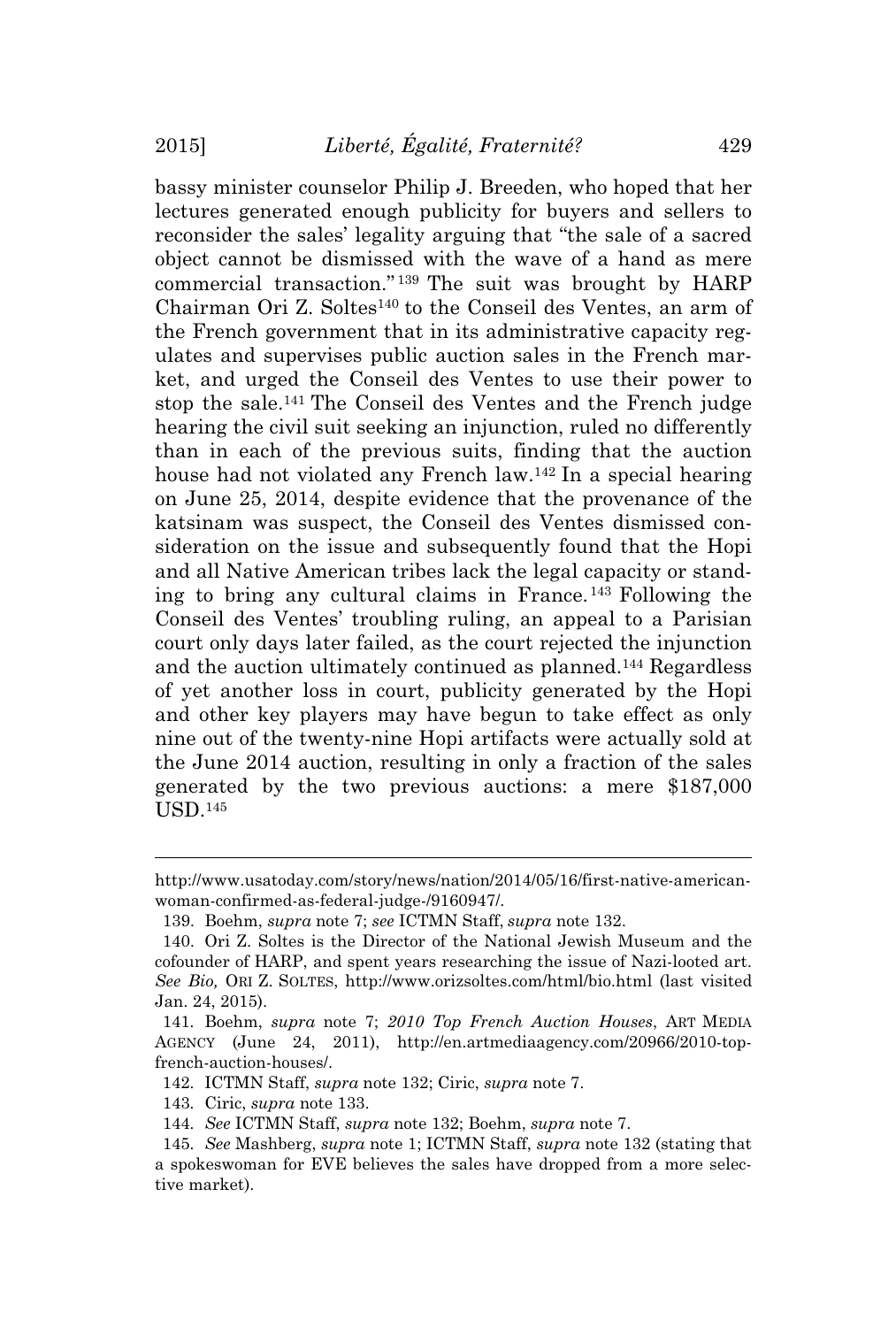bassy minister counselor Philip J. Breeden, who hoped that her lectures generated enough publicity for buyers and sellers to reconsider the sales' legality arguing that "the sale of a sacred object cannot be dismissed with the wave of a hand as mere commercial transaction."[139] The suit was brought by HARP Chairman Ori Z. Soltes[140] to the Conseil des Ventes, an arm of the French government that in its administrative capacity regulates and supervises public auction sales in the French market, and urged the Conseil des Ventes to use their power to stop the sale.[141] The Conseil des Ventes and the French judge hearing the civil suit seeking an injunction, ruled no differently than in each of the previous suits, finding that the auction house had not violated any French law.[142] In a special hearing on June 25, 2014, despite evidence that the provenance of the katsinam was suspect, the Conseil des Ventes dismissed consideration on the issue and subsequently found that the Hopi and all Native American tribes lack the legal capacity or standing to bring any cultural claims in France.[143] Following the Conseil des Ventes' troubling ruling, an appeal to a Parisian court only days later failed, as the court rejected the injunction and the auction ultimately continued as planned.[144] Regardless of yet another loss in court, publicity generated by the Hopi and other key players may have begun to take effect as only nine out of the twenty-nine Hopi artifacts were actually sold at the June 2014 auction, resulting in only a fraction of the sales generated by the two previous auctions: a mere $187,000 USD.[145]

---

http://www.usatoday.com/story/news/nation/2014/05/16/first-native-american-woman-confirmed-as-federal-judge-/9160947/.

139. Boehm, *supra* note 7; *see* ICTMN Staff, *supra* note 132.

140. Ori Z. Soltes is the Director of the National Jewish Museum and the cofounder of HARP, and spent years researching the issue of Nazi-looted art. *See Bio,* ORI Z. SOLTES, http://www.orizsoltes.com/html/bio.html (last visited Jan. 24, 2015).

141. Boehm, *supra* note 7; *2010 Top French Auction Houses*, ART MEDIA AGENCY (June 24, 2011), http://en.artmediaagency.com/20966/2010-top-french-auction-houses/.

142. ICTMN Staff, *supra* note 132; Ciric, *supra* note 7.

143. Ciric, *supra* note 133.

144. *See* ICTMN Staff, *supra* note 132; Boehm, *supra* note 7.

145. *See* Mashberg, *supra* note 1; ICTMN Staff, *supra* note 132 (stating that a spokeswoman for EVE believes the sales have dropped from a more selective market).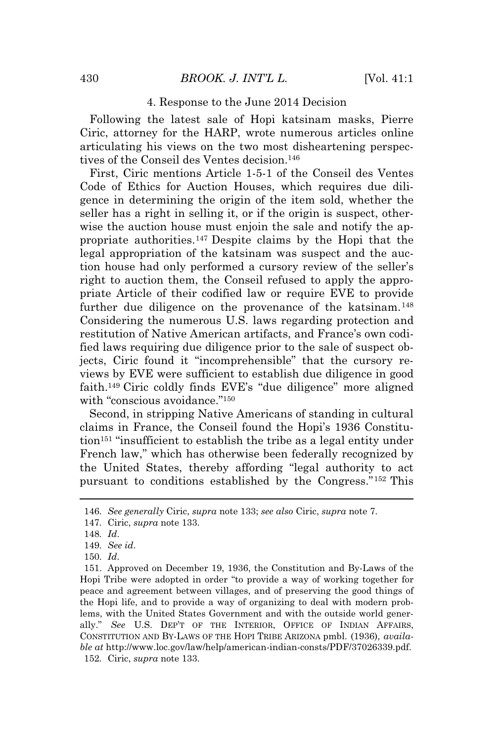### 4. Response to the June 2014 Decision

Following the latest sale of Hopi katsinam masks, Pierre Ciric, attorney for the HARP, wrote numerous articles online articulating his views on the two most disheartening perspectives of the Conseil des Ventes decision.[146]

First, Ciric mentions Article 1-5-1 of the Conseil des Ventes Code of Ethics for Auction Houses, which requires due diligence in determining the origin of the item sold, whether the seller has a right in selling it, or if the origin is suspect, otherwise the auction house must enjoin the sale and notify the appropriate authorities.[147] Despite claims by the Hopi that the legal appropriation of the katsinam was suspect and the auction house had only performed a cursory review of the seller's right to auction them, the Conseil refused to apply the appropriate Article of their codified law or require EVE to provide further due diligence on the provenance of the katsinam.[148] Considering the numerous U.S. laws regarding protection and restitution of Native American artifacts, and France's own codified laws requiring due diligence prior to the sale of suspect objects, Ciric found it "incomprehensible" that the cursory reviews by EVE were sufficient to establish due diligence in good faith.[149] Ciric coldly finds EVE's "due diligence" more aligned with "conscious avoidance."[150]

Second, in stripping Native Americans of standing in cultural claims in France, the Conseil found the Hopi's 1936 Constitution[151] "insufficient to establish the tribe as a legal entity under French law," which has otherwise been federally recognized by the United States, thereby affording "legal authority to act pursuant to conditions established by the Congress."[152] This

---

146. *See generally* Ciric, *supra* note 133; *see also* Ciric, *supra* note 7.

147. Ciric, *supra* note 133.

148. *Id*.

149. *See id*.

150. *Id*.

151. Approved on December 19, 1936, the Constitution and By-Laws of the Hopi Tribe were adopted in order "to provide a way of working together for peace and agreement between villages, and of preserving the good things of the Hopi life, and to provide a way of organizing to deal with modern problems, with the United States Government and with the outside world generally." *See* U.S. DEP'T OF THE INTERIOR, OFFICE OF INDIAN AFFAIRS, CONSTITUTION AND BY-LAWS OF THE HOPI TRIBE ARIZONA pmbl. (1936), *available at* http://www.loc.gov/law/help/american-indian-consts/PDF/37026339.pdf.

152. Ciric, *supra* note 133.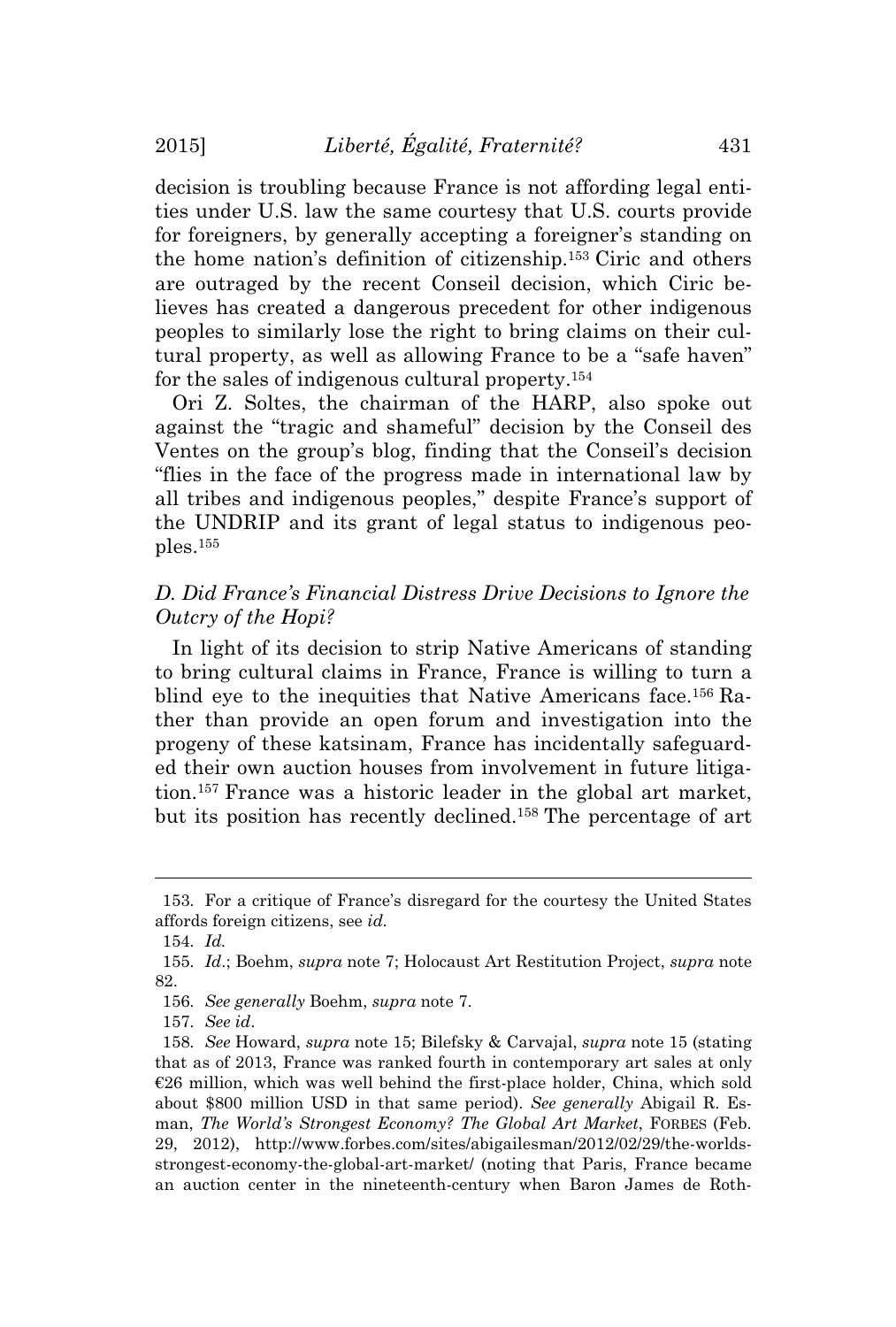decision is troubling because France is not affording legal entities under U.S. law the same courtesy that U.S. courts provide for foreigners, by generally accepting a foreigner's standing on the home nation's definition of citizenship.[153] Ciric and others are outraged by the recent Conseil decision, which Ciric believes has created a dangerous precedent for other indigenous peoples to similarly lose the right to bring claims on their cultural property, as well as allowing France to be a "safe haven" for the sales of indigenous cultural property.[154]

Ori Z. Soltes, the chairman of the HARP, also spoke out against the "tragic and shameful" decision by the Conseil des Ventes on the group's blog, finding that the Conseil's decision "flies in the face of the progress made in international law by all tribes and indigenous peoples," despite France's support of the UNDRIP and its grant of legal status to indigenous peoples.[155]

### *D. Did France's Financial Distress Drive Decisions to Ignore the Outcry of the Hopi?*

In light of its decision to strip Native Americans of standing to bring cultural claims in France, France is willing to turn a blind eye to the inequities that Native Americans face.[156] Rather than provide an open forum and investigation into the progeny of these katsinam, France has incidentally safeguarded their own auction houses from involvement in future litigation.[157] France was a historic leader in the global art market, but its position has recently declined.[158] The percentage of art

---

153. For a critique of France's disregard for the courtesy the United States affords foreign citizens, see *id.*

154. *Id.*

155. *Id*.; Boehm, *supra* note 7; Holocaust Art Restitution Project, *supra* note 82.

156. *See generally* Boehm, *supra* note 7.

157. *See id*.

158. *See* Howard, *supra* note 15; Bilefsky & Carvajal, *supra* note 15 (stating that as of 2013, France was ranked fourth in contemporary art sales at only €26 million, which was well behind the first-place holder, China, which sold about $800 million USD in that same period). *See generally* Abigail R. Esman, *The World's Strongest Economy? The Global Art Market*, FORBES (Feb. 29, 2012), http://www.forbes.com/sites/abigailesman/2012/02/29/the-worlds-strongest-economy-the-global-art-market/ (noting that Paris, France became an auction center in the nineteenth-century when Baron James de Roth-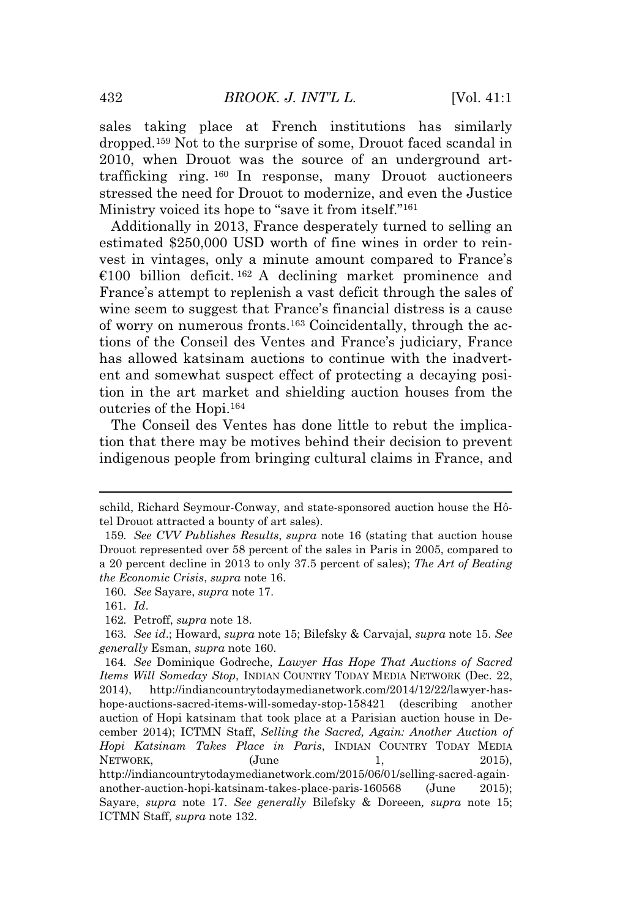sales taking place at French institutions has similarly dropped.[159] Not to the surprise of some, Drouot faced scandal in 2010, when Drouot was the source of an underground art-trafficking ring.[160] In response, many Drouot auctioneers stressed the need for Drouot to modernize, and even the Justice Ministry voiced its hope to "save it from itself."[161]

Additionally in 2013, France desperately turned to selling an estimated $250,000 USD worth of fine wines in order to reinvest in vintages, only a minute amount compared to France's €100 billion deficit.[162] A declining market prominence and France's attempt to replenish a vast deficit through the sales of wine seem to suggest that France's financial distress is a cause of worry on numerous fronts.[163] Coincidentally, through the actions of the Conseil des Ventes and France's judiciary, France has allowed katsinam auctions to continue with the inadvertent and somewhat suspect effect of protecting a decaying position in the art market and shielding auction houses from the outcries of the Hopi.[164]

The Conseil des Ventes has done little to rebut the implication that there may be motives behind their decision to prevent indigenous people from bringing cultural claims in France, and

---

schild, Richard Seymour-Conway, and state-sponsored auction house the Hôtel Drouot attracted a bounty of art sales).

159. *See CVV Publishes Results*, *supra* note 16 (stating that auction house Drouot represented over 58 percent of the sales in Paris in 2005, compared to a 20 percent decline in 2013 to only 37.5 percent of sales); *The Art of Beating the Economic Crisis*, *supra* note 16.

160. *See* Sayare, *supra* note 17.

161. *Id*.

162. Petroff, *supra* note 18.

163. *See id*.; Howard, *supra* note 15; Bilefsky & Carvajal, *supra* note 15. *See generally* Esman, *supra* note 160.

164. *See* Dominique Godreche, *Lawyer Has Hope That Auctions of Sacred Items Will Someday Stop*, INDIAN COUNTRY TODAY MEDIA NETWORK (Dec. 22, 2014), http://indiancountrytodaymedianetwork.com/2014/12/22/lawyer-has-hope-auctions-sacred-items-will-someday-stop-158421 (describing another auction of Hopi katsinam that took place at a Parisian auction house in December 2014); ICTMN Staff, *Selling the Sacred, Again: Another Auction of Hopi Katsinam Takes Place in Paris*, INDIAN COUNTRY TODAY MEDIA NETWORK, (June 1, 2015), http://indiancountrytodaymedianetwork.com/2015/06/01/selling-sacred-again-another-auction-hopi-katsinam-takes-place-paris-160568 (June 2015); Sayare, *supra* note 17. *See generally* Bilefsky & Doreeen*, supra* note 15; ICTMN Staff, *supra* note 132.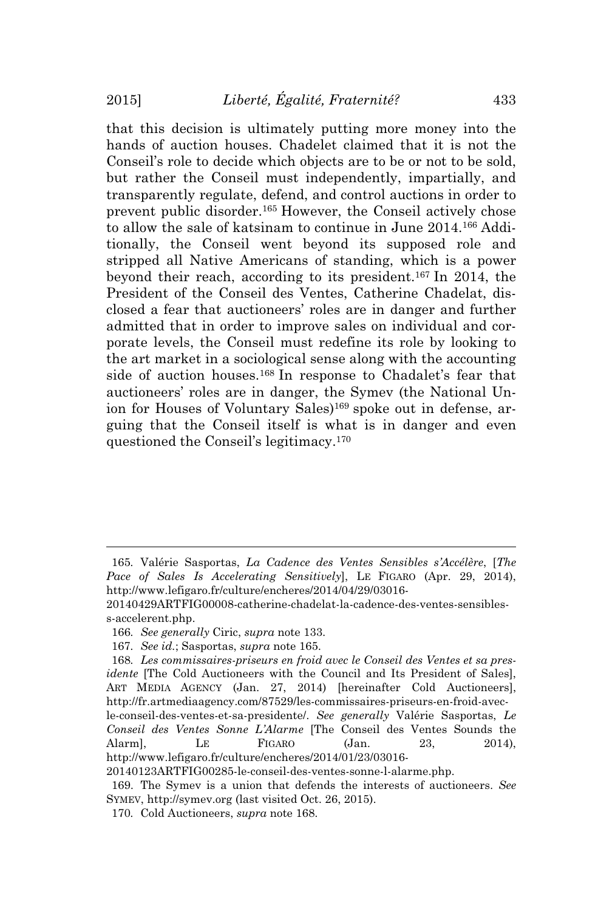that this decision is ultimately putting more money into the hands of auction houses. Chadelet claimed that it is not the Conseil's role to decide which objects are to be or not to be sold, but rather the Conseil must independently, impartially, and transparently regulate, defend, and control auctions in order to prevent public disorder.[165] However, the Conseil actively chose to allow the sale of katsinam to continue in June 2014.[166] Additionally, the Conseil went beyond its supposed role and stripped all Native Americans of standing, which is a power beyond their reach, according to its president.[167] In 2014, the President of the Conseil des Ventes, Catherine Chadelat, disclosed a fear that auctioneers' roles are in danger and further admitted that in order to improve sales on individual and corporate levels, the Conseil must redefine its role by looking to the art market in a sociological sense along with the accounting side of auction houses.[168] In response to Chadalet's fear that auctioneers' roles are in danger, the Symev (the National Union for Houses of Voluntary Sales)[169] spoke out in defense, arguing that the Conseil itself is what is in danger and even questioned the Conseil's legitimacy.[170]

---

165. Valérie Sasportas, *La Cadence des Ventes Sensibles s'Accélère*, [*The Pace of Sales Is Accelerating Sensitively*], LE FIGARO (Apr. 29, 2014), http://www.lefigaro.fr/culture/encheres/2014/04/29/03016-20140429ARTFIG00008-catherine-chadelat-la-cadence-des-ventes-sensibles-s-accelerent.php.

166. *See generally* Ciric, *supra* note 133.

167. *See id.*; Sasportas, *supra* note 165.

168. *Les commissaires-priseurs en froid avec le Conseil des Ventes et sa presidente* [The Cold Auctioneers with the Council and Its President of Sales], ART MEDIA AGENCY (Jan. 27, 2014) [hereinafter Cold Auctioneers], http://fr.artmediaagency.com/87529/les-commissaires-priseurs-en-froid-avec-le-conseil-des-ventes-et-sa-presidente/. *See generally* Valérie Sasportas, *Le Conseil des Ventes Sonne L'Alarme* [The Conseil des Ventes Sounds the Alarm], LE FIGARO (Jan. 23, 2014), http://www.lefigaro.fr/culture/encheres/2014/01/23/03016-20140123ARTFIG00285-le-conseil-des-ventes-sonne-l-alarme.php.

169. The Symev is a union that defends the interests of auctioneers. *See* SYMEV, http://symev.org (last visited Oct. 26, 2015).

170. Cold Auctioneers, *supra* note 168.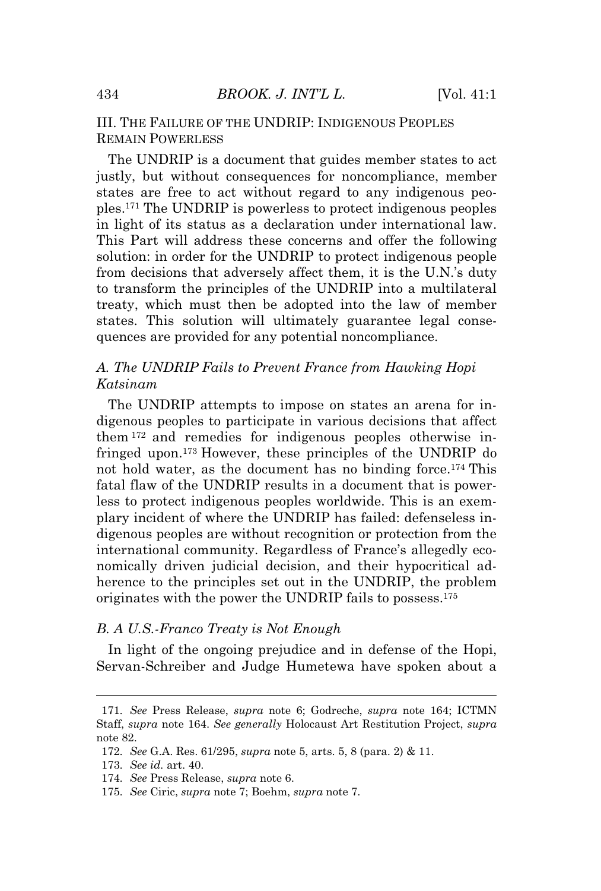## III. THE FAILURE OF THE UNDRIP: INDIGENOUS PEOPLES REMAIN POWERLESS

The UNDRIP is a document that guides member states to act justly, but without consequences for noncompliance, member states are free to act without regard to any indigenous peoples.[171] The UNDRIP is powerless to protect indigenous peoples in light of its status as a declaration under international law. This Part will address these concerns and offer the following solution: in order for the UNDRIP to protect indigenous people from decisions that adversely affect them, it is the U.N.'s duty to transform the principles of the UNDRIP into a multilateral treaty, which must then be adopted into the law of member states. This solution will ultimately guarantee legal consequences are provided for any potential noncompliance.

### *A. The UNDRIP Fails to Prevent France from Hawking Hopi Katsinam*

The UNDRIP attempts to impose on states an arena for indigenous peoples to participate in various decisions that affect them[172] and remedies for indigenous peoples otherwise infringed upon.[173] However, these principles of the UNDRIP do not hold water, as the document has no binding force.[174] This fatal flaw of the UNDRIP results in a document that is powerless to protect indigenous peoples worldwide. This is an exemplary incident of where the UNDRIP has failed: defenseless indigenous peoples are without recognition or protection from the international community. Regardless of France's allegedly economically driven judicial decision, and their hypocritical adherence to the principles set out in the UNDRIP, the problem originates with the power the UNDRIP fails to possess.[175]

### *B. A U.S.-Franco Treaty is Not Enough*

In light of the ongoing prejudice and in defense of the Hopi, Servan-Schreiber and Judge Humetewa have spoken about a

---

171. *See* Press Release, *supra* note 6; Godreche, *supra* note 164; ICTMN Staff, *supra* note 164. *See generally* Holocaust Art Restitution Project, *supra* note 82.

172. *See* G.A. Res. 61/295, *supra* note 5, arts. 5, 8 (para. 2) & 11.

173. *See id.* art. 40.

174. *See* Press Release, *supra* note 6.

175. *See* Ciric, *supra* note 7; Boehm, *supra* note 7.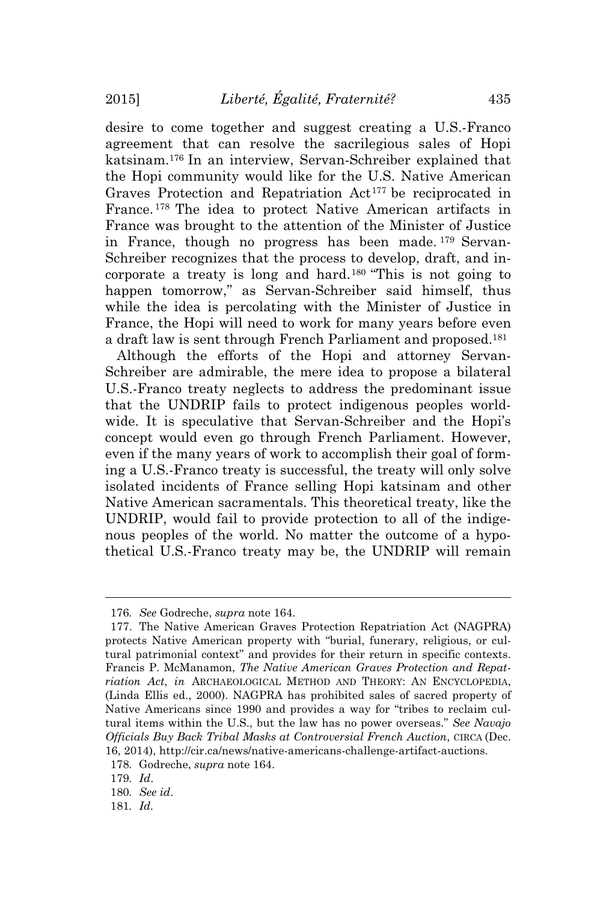desire to come together and suggest creating a U.S.-Franco agreement that can resolve the sacrilegious sales of Hopi katsinam.[176] In an interview, Servan-Schreiber explained that the Hopi community would like for the U.S. Native American Graves Protection and Repatriation Act[177] be reciprocated in France.[178] The idea to protect Native American artifacts in France was brought to the attention of the Minister of Justice in France, though no progress has been made.[179] Servan-Schreiber recognizes that the process to develop, draft, and incorporate a treaty is long and hard.[180] "This is not going to happen tomorrow," as Servan-Schreiber said himself, thus while the idea is percolating with the Minister of Justice in France, the Hopi will need to work for many years before even a draft law is sent through French Parliament and proposed.[181]

Although the efforts of the Hopi and attorney Servan-Schreiber are admirable, the mere idea to propose a bilateral U.S.-Franco treaty neglects to address the predominant issue that the UNDRIP fails to protect indigenous peoples worldwide. It is speculative that Servan-Schreiber and the Hopi's concept would even go through French Parliament. However, even if the many years of work to accomplish their goal of forming a U.S.-Franco treaty is successful, the treaty will only solve isolated incidents of France selling Hopi katsinam and other Native American sacramentals. This theoretical treaty, like the UNDRIP, would fail to provide protection to all of the indigenous peoples of the world. No matter the outcome of a hypothetical U.S.-Franco treaty may be, the UNDRIP will remain

---

176. *See* Godreche, *supra* note 164.

177. The Native American Graves Protection Repatriation Act (NAGPRA) protects Native American property with "burial, funerary, religious, or cultural patrimonial context" and provides for their return in specific contexts. Francis P. McManamon, *The Native American Graves Protection and Repatriation Act*, *in* ARCHAEOLOGICAL METHOD AND THEORY: AN ENCYCLOPEDIA, (Linda Ellis ed., 2000). NAGPRA has prohibited sales of sacred property of Native Americans since 1990 and provides a way for "tribes to reclaim cultural items within the U.S., but the law has no power overseas." *See Navajo Officials Buy Back Tribal Masks at Controversial French Auction*, CIRCA (Dec. 16, 2014), http://cir.ca/news/native-americans-challenge-artifact-auctions.

178. Godreche, *supra* note 164.

179. *Id.*

180. *See id.*

181. *Id.*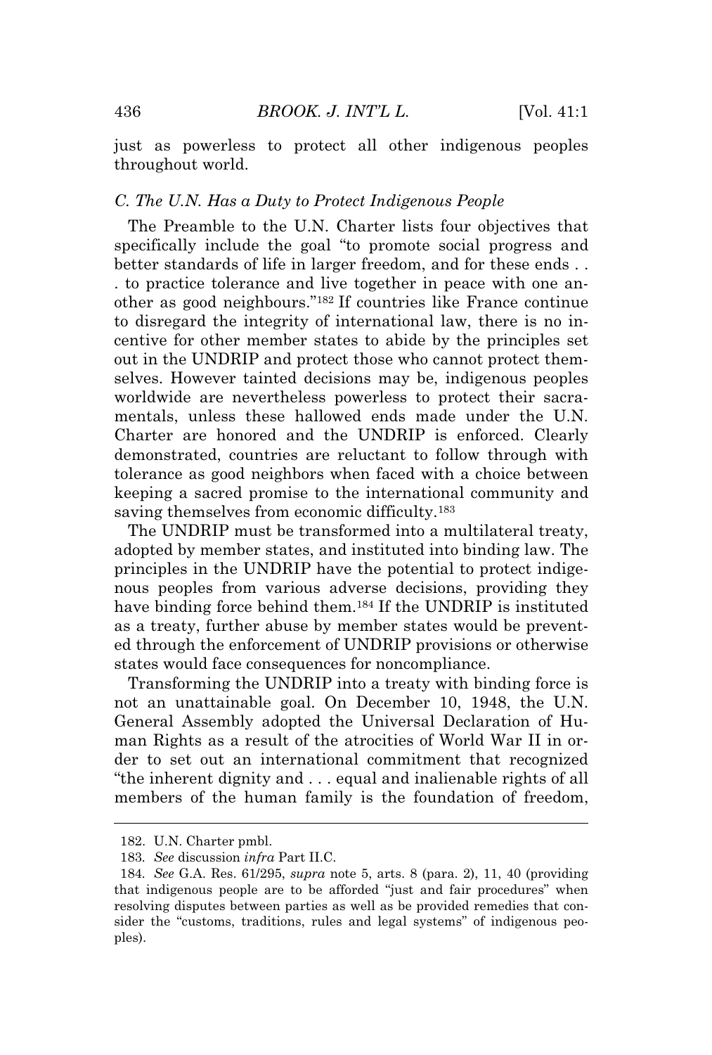just as powerless to protect all other indigenous peoples throughout world.

### *C. The U.N. Has a Duty to Protect Indigenous People*

The Preamble to the U.N. Charter lists four objectives that specifically include the goal "to promote social progress and better standards of life in larger freedom, and for these ends . . . to practice tolerance and live together in peace with one another as good neighbours."[182] If countries like France continue to disregard the integrity of international law, there is no incentive for other member states to abide by the principles set out in the UNDRIP and protect those who cannot protect themselves. However tainted decisions may be, indigenous peoples worldwide are nevertheless powerless to protect their sacramentals, unless these hallowed ends made under the U.N. Charter are honored and the UNDRIP is enforced. Clearly demonstrated, countries are reluctant to follow through with tolerance as good neighbors when faced with a choice between keeping a sacred promise to the international community and saving themselves from economic difficulty.[183]

The UNDRIP must be transformed into a multilateral treaty, adopted by member states, and instituted into binding law. The principles in the UNDRIP have the potential to protect indigenous peoples from various adverse decisions, providing they have binding force behind them.[184] If the UNDRIP is instituted as a treaty, further abuse by member states would be prevented through the enforcement of UNDRIP provisions or otherwise states would face consequences for noncompliance.

Transforming the UNDRIP into a treaty with binding force is not an unattainable goal. On December 10, 1948, the U.N. General Assembly adopted the Universal Declaration of Human Rights as a result of the atrocities of World War II in order to set out an international commitment that recognized "the inherent dignity and . . . equal and inalienable rights of all members of the human family is the foundation of freedom,

---

182. U.N. Charter pmbl.

183. *See* discussion *infra* Part II.C.

184. *See* G.A. Res. 61/295, *supra* note 5, arts. 8 (para. 2), 11, 40 (providing that indigenous people are to be afforded "just and fair procedures" when resolving disputes between parties as well as be provided remedies that consider the "customs, traditions, rules and legal systems" of indigenous peoples).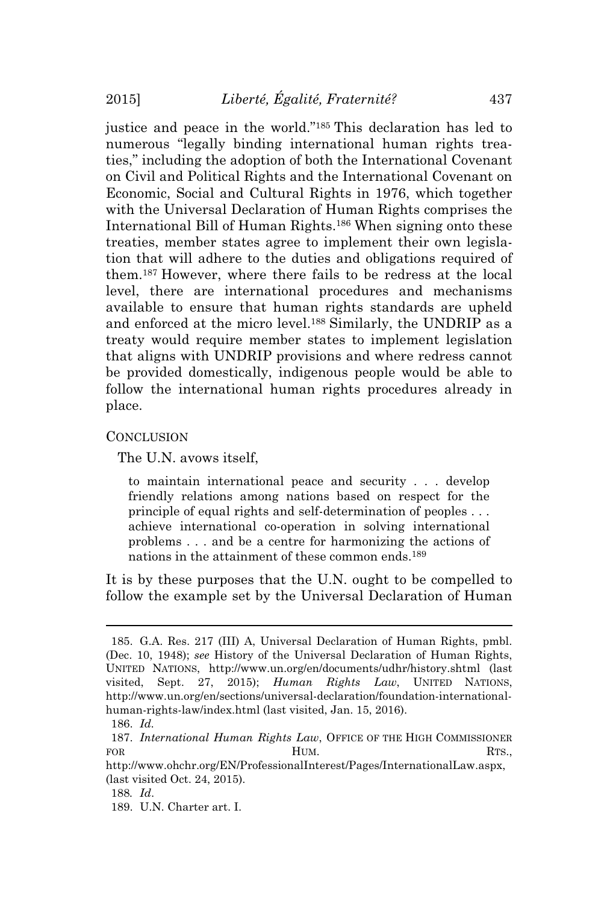justice and peace in the world."[185] This declaration has led to numerous "legally binding international human rights treaties," including the adoption of both the International Covenant on Civil and Political Rights and the International Covenant on Economic, Social and Cultural Rights in 1976, which together with the Universal Declaration of Human Rights comprises the International Bill of Human Rights.[186] When signing onto these treaties, member states agree to implement their own legislation that will adhere to the duties and obligations required of them.[187] However, where there fails to be redress at the local level, there are international procedures and mechanisms available to ensure that human rights standards are upheld and enforced at the micro level.[188] Similarly, the UNDRIP as a treaty would require member states to implement legislation that aligns with UNDRIP provisions and where redress cannot be provided domestically, indigenous people would be able to follow the international human rights procedures already in place.

## CONCLUSION

The U.N. avows itself,

> to maintain international peace and security . . . develop friendly relations among nations based on respect for the principle of equal rights and self-determination of peoples . . . achieve international co-operation in solving international problems . . . and be a centre for harmonizing the actions of nations in the attainment of these common ends.[189]

It is by these purposes that the U.N. ought to be compelled to follow the example set by the Universal Declaration of Human

---

185. G.A. Res. 217 (III) A, Universal Declaration of Human Rights, pmbl. (Dec. 10, 1948); *see* History of the Universal Declaration of Human Rights, UNITED NATIONS, http://www.un.org/en/documents/udhr/history.shtml (last visited, Sept. 27, 2015); *Human Rights Law*, UNITED NATIONS, http://www.un.org/en/sections/universal-declaration/foundation-international-human-rights-law/index.html (last visited, Jan. 15, 2016).

186. *Id.*

187. *International Human Rights Law*, OFFICE OF THE HIGH COMMISSIONER FOR HUM. RTS., http://www.ohchr.org/EN/ProfessionalInterest/Pages/InternationalLaw.aspx, (last visited Oct. 24, 2015).

188. *Id*.

189. U.N. Charter art. I.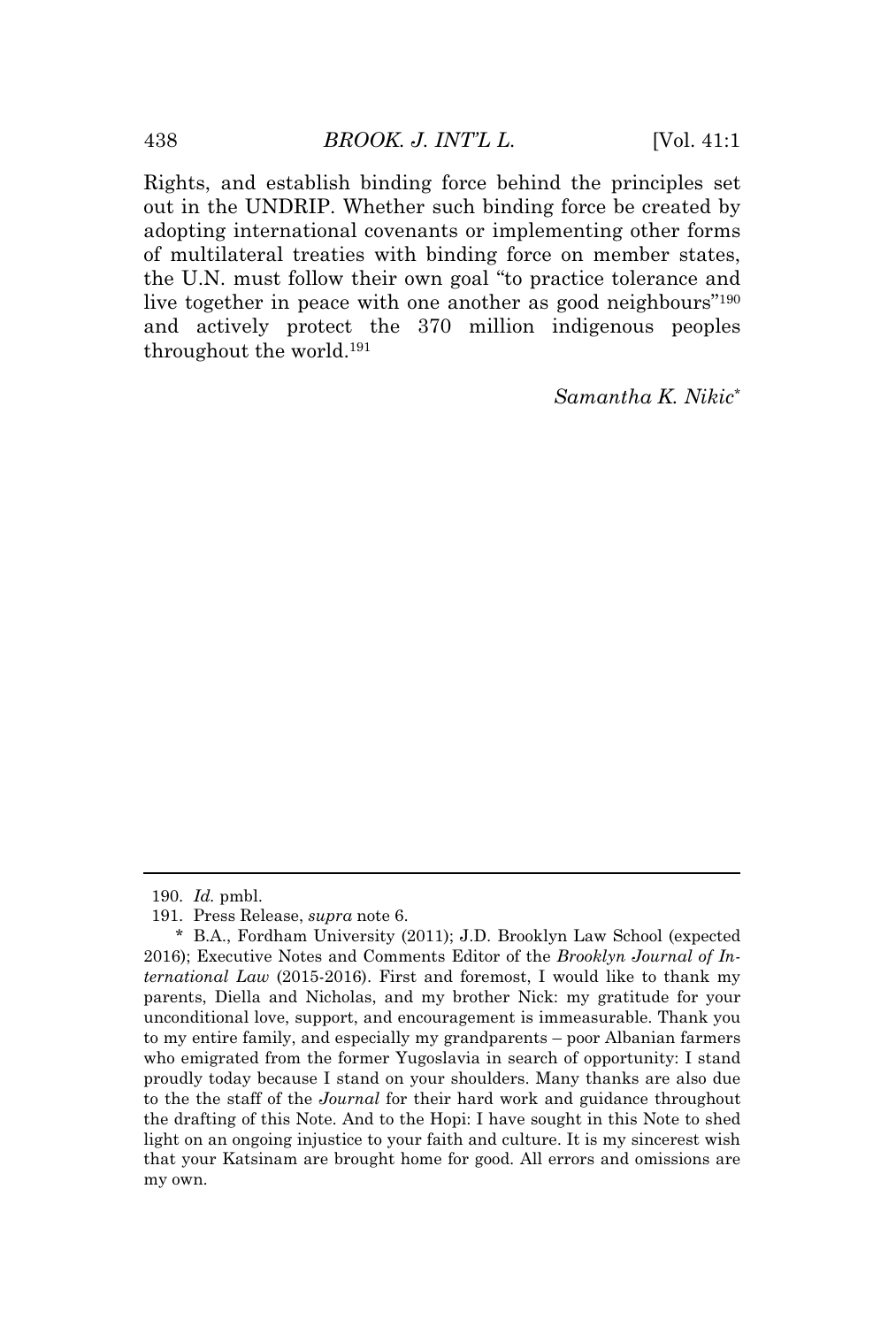Rights, and establish binding force behind the principles set out in the UNDRIP. Whether such binding force be created by adopting international covenants or implementing other forms of multilateral treaties with binding force on member states, the U.N. must follow their own goal "to practice tolerance and live together in peace with one another as good neighbours"[190] and actively protect the 370 million indigenous peoples throughout the world.[191]

*Samantha K. Nikic*[*]

---

190. *Id.* pmbl.

191. Press Release, *supra* note 6.

\* B.A., Fordham University (2011); J.D. Brooklyn Law School (expected 2016); Executive Notes and Comments Editor of the *Brooklyn Journal of International Law* (2015-2016). First and foremost, I would like to thank my parents, Diella and Nicholas, and my brother Nick: my gratitude for your unconditional love, support, and encouragement is immeasurable. Thank you to my entire family, and especially my grandparents – poor Albanian farmers who emigrated from the former Yugoslavia in search of opportunity: I stand proudly today because I stand on your shoulders. Many thanks are also due to the the staff of the *Journal* for their hard work and guidance throughout the drafting of this Note. And to the Hopi: I have sought in this Note to shed light on an ongoing injustice to your faith and culture. It is my sincerest wish that your Katsinam are brought home for good. All errors and omissions are my own.